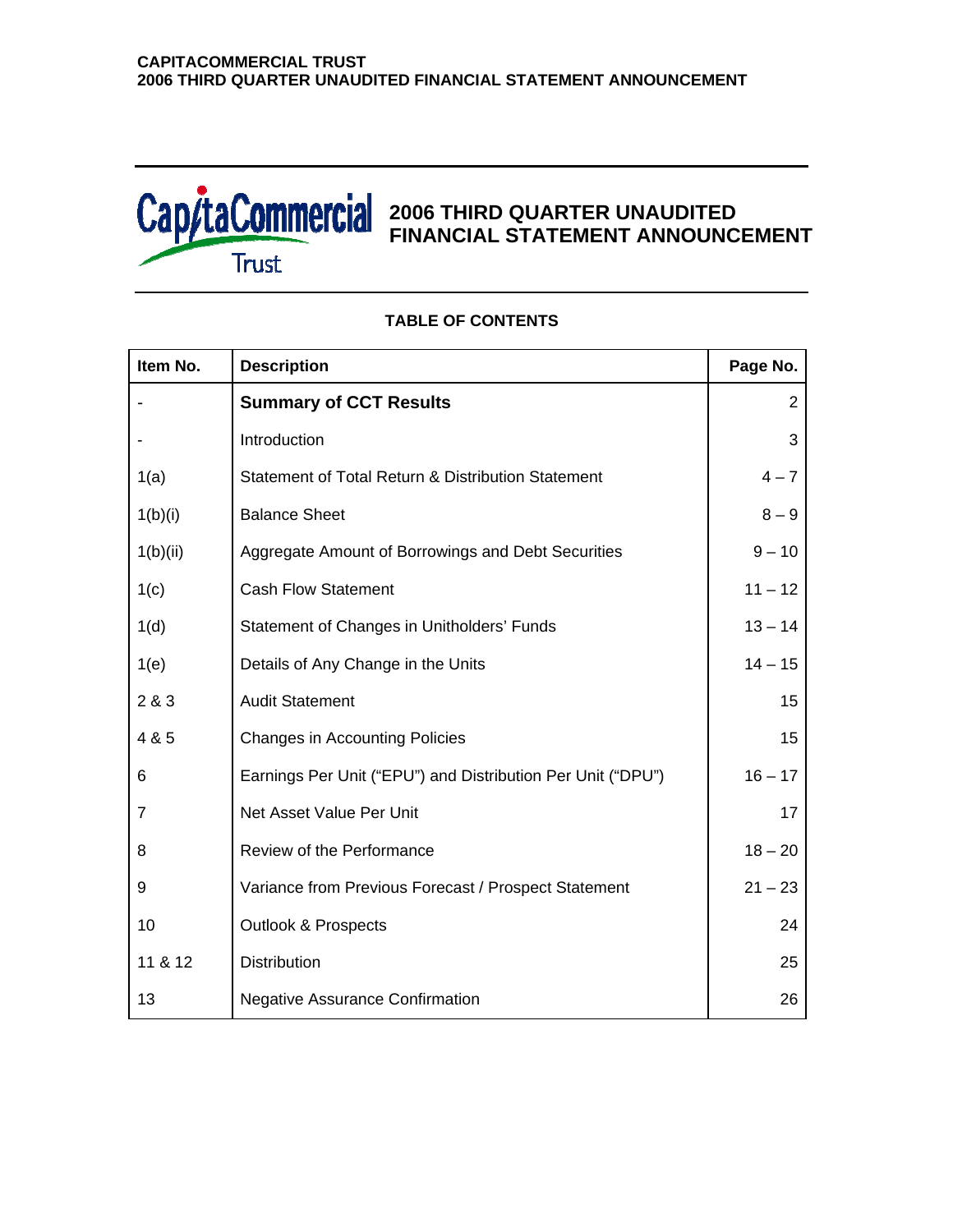# 2006 THIRD QUARTER UNAUDITED FINANCIAL STATEMENT ANNOUNCEMENT

## TABLE OF CONTENTS

| Item No. | Description | Page No. |
|---|---|---|
| - | **Summary of CCT Results** | 2 |
| - | Introduction | 3 |
| 1(a) | Statement of Total Return & Distribution Statement | 4 – 7 |
| 1(b)(i) | Balance Sheet | 8 – 9 |
| 1(b)(ii) | Aggregate Amount of Borrowings and Debt Securities | 9 – 10 |
| 1(c) | Cash Flow Statement | 11 – 12 |
| 1(d) | Statement of Changes in Unitholders' Funds | 13 – 14 |
| 1(e) | Details of Any Change in the Units | 14 – 15 |
| 2 & 3 | Audit Statement | 15 |
| 4 & 5 | Changes in Accounting Policies | 15 |
| 6 | Earnings Per Unit ("EPU") and Distribution Per Unit ("DPU") | 16 – 17 |
| 7 | Net Asset Value Per Unit | 17 |
| 8 | Review of the Performance | 18 – 20 |
| 9 | Variance from Previous Forecast / Prospect Statement | 21 – 23 |
| 10 | Outlook & Prospects | 24 |
| 11 & 12 | Distribution | 25 |
| 13 | Negative Assurance Confirmation | 26 |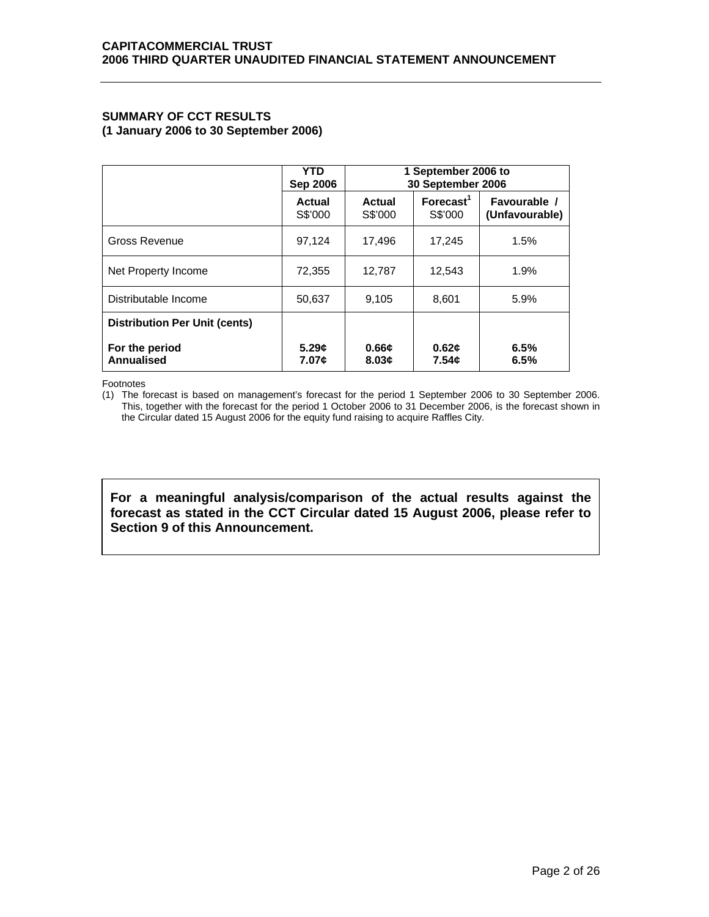**SUMMARY OF CCT RESULTS**
**(1 January 2006 to 30 September 2006)**

| | YTD Sep 2006 | 1 September 2006 to 30 September 2006 | | |
|---|---|---|---|---|
| | **Actual** S$'000 | **Actual** S$'000 | **Forecast[1]** S$'000 | **Favourable / (Unfavourable)** |
| Gross Revenue | 97,124 | 17,496 | 17,245 | 1.5% |
| Net Property Income | 72,355 | 12,787 | 12,543 | 1.9% |
| Distributable Income | 50,637 | 9,105 | 8,601 | 5.9% |
| **Distribution Per Unit (cents)** | | | | |
| **For the period** | **5.29¢** | **0.66¢** | **0.62¢** | **6.5%** |
| **Annualised** | **7.07¢** | **8.03¢** | **7.54¢** | **6.5%** |

Footnotes

(1) The forecast is based on management's forecast for the period 1 September 2006 to 30 September 2006. This, together with the forecast for the period 1 October 2006 to 31 December 2006, is the forecast shown in the Circular dated 15 August 2006 for the equity fund raising to acquire Raffles City.

**For a meaningful analysis/comparison of the actual results against the forecast as stated in the CCT Circular dated 15 August 2006, please refer to Section 9 of this Announcement.**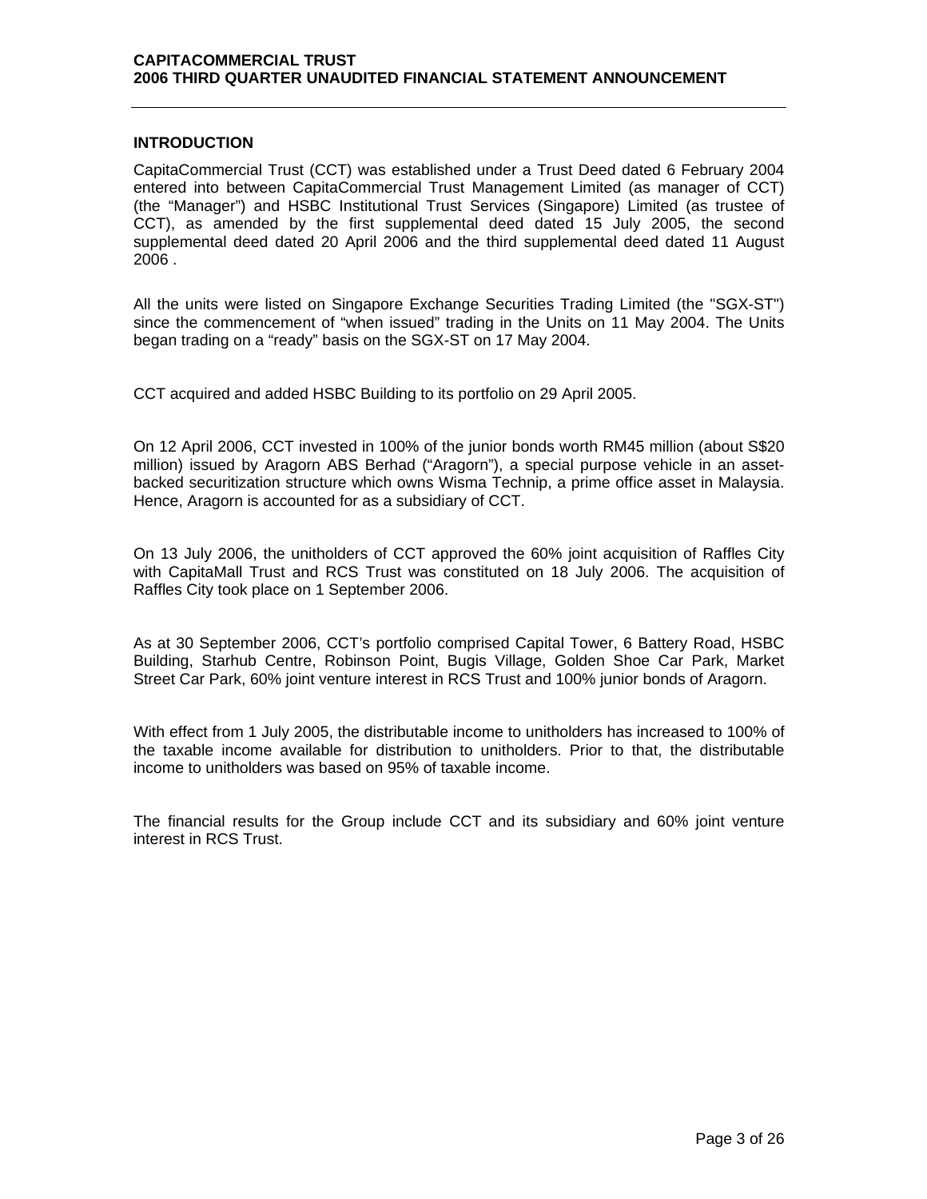## INTRODUCTION

CapitaCommercial Trust (CCT) was established under a Trust Deed dated 6 February 2004 entered into between CapitaCommercial Trust Management Limited (as manager of CCT) (the "Manager") and HSBC Institutional Trust Services (Singapore) Limited (as trustee of CCT), as amended by the first supplemental deed dated 15 July 2005, the second supplemental deed dated 20 April 2006 and the third supplemental deed dated 11 August 2006 .

All the units were listed on Singapore Exchange Securities Trading Limited (the "SGX-ST") since the commencement of "when issued" trading in the Units on 11 May 2004. The Units began trading on a "ready" basis on the SGX-ST on 17 May 2004.

CCT acquired and added HSBC Building to its portfolio on 29 April 2005.

On 12 April 2006, CCT invested in 100% of the junior bonds worth RM45 million (about S$20 million) issued by Aragorn ABS Berhad ("Aragorn"), a special purpose vehicle in an asset-backed securitization structure which owns Wisma Technip, a prime office asset in Malaysia. Hence, Aragorn is accounted for as a subsidiary of CCT.

On 13 July 2006, the unitholders of CCT approved the 60% joint acquisition of Raffles City with CapitaMall Trust and RCS Trust was constituted on 18 July 2006. The acquisition of Raffles City took place on 1 September 2006.

As at 30 September 2006, CCT's portfolio comprised Capital Tower, 6 Battery Road, HSBC Building, Starhub Centre, Robinson Point, Bugis Village, Golden Shoe Car Park, Market Street Car Park, 60% joint venture interest in RCS Trust and 100% junior bonds of Aragorn.

With effect from 1 July 2005, the distributable income to unitholders has increased to 100% of the taxable income available for distribution to unitholders. Prior to that, the distributable income to unitholders was based on 95% of taxable income.

The financial results for the Group include CCT and its subsidiary and 60% joint venture interest in RCS Trust.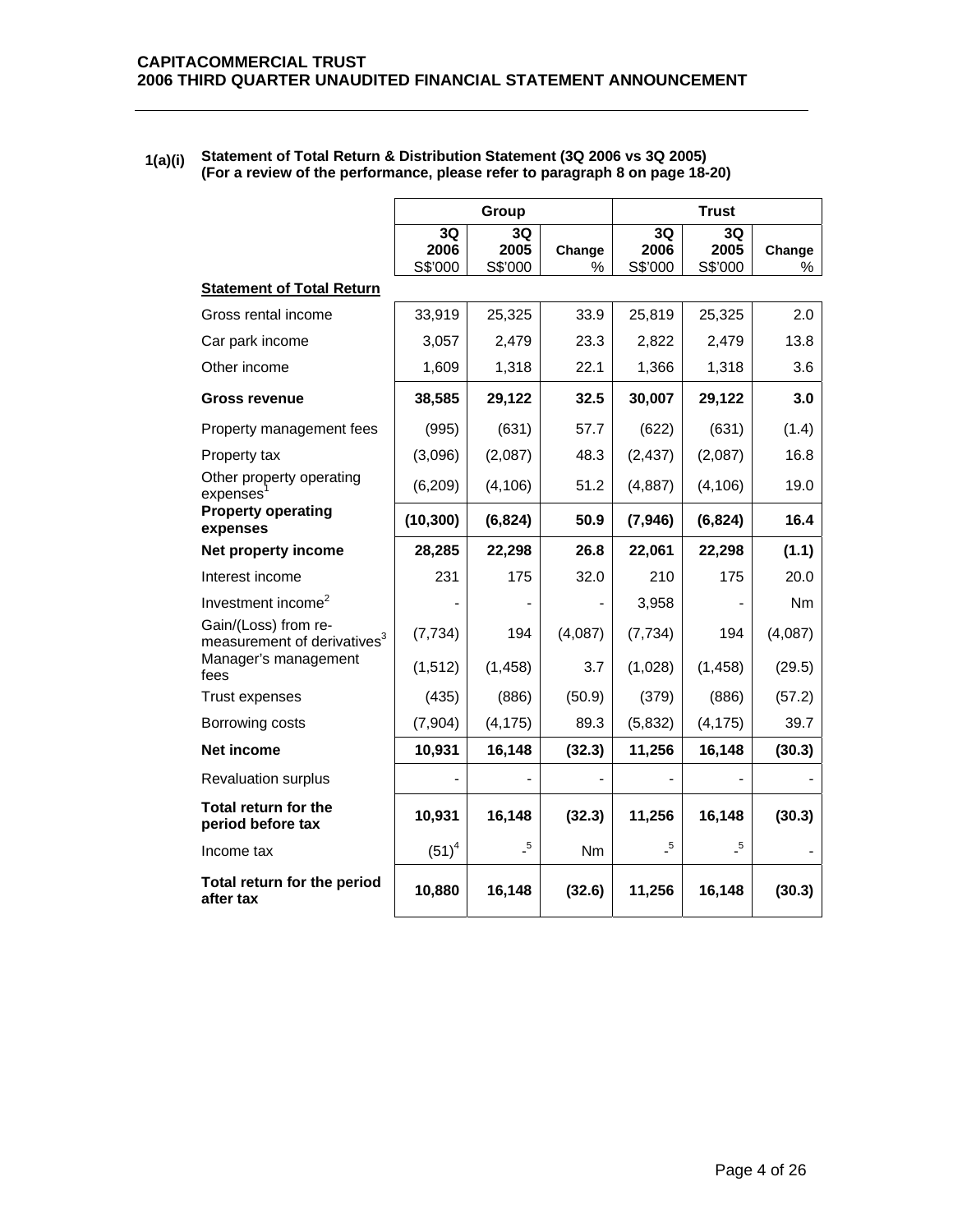**1(a)(i) Statement of Total Return & Distribution Statement (3Q 2006 vs 3Q 2005)**
**(For a review of the performance, please refer to paragraph 8 on page 18-20)**

| | Group | | | Trust | | |
|---|---|---|---|---|---|---|
| | 3Q 2006 S$'000 | 3Q 2005 S$'000 | Change % | 3Q 2006 S$'000 | 3Q 2005 S$'000 | Change % |
| **Statement of Total Return** | | | | | | |
| Gross rental income | 33,919 | 25,325 | 33.9 | 25,819 | 25,325 | 2.0 |
| Car park income | 3,057 | 2,479 | 23.3 | 2,822 | 2,479 | 13.8 |
| Other income | 1,609 | 1,318 | 22.1 | 1,366 | 1,318 | 3.6 |
| **Gross revenue** | **38,585** | **29,122** | **32.5** | **30,007** | **29,122** | **3.0** |
| Property management fees | (995) | (631) | 57.7 | (622) | (631) | (1.4) |
| Property tax | (3,096) | (2,087) | 48.3 | (2,437) | (2,087) | 16.8 |
| Other property operating expenses[1] | (6,209) | (4,106) | 51.2 | (4,887) | (4,106) | 19.0 |
| **Property operating expenses** | **(10,300)** | **(6,824)** | **50.9** | **(7,946)** | **(6,824)** | **16.4** |
| **Net property income** | **28,285** | **22,298** | **26.8** | **22,061** | **22,298** | **(1.1)** |
| Interest income | 231 | 175 | 32.0 | 210 | 175 | 20.0 |
| Investment income[2] | - | - | - | 3,958 | - | Nm |
| Gain/(Loss) from re-measurement of derivatives[3] | (7,734) | 194 | (4,087) | (7,734) | 194 | (4,087) |
| Manager's management fees | (1,512) | (1,458) | 3.7 | (1,028) | (1,458) | (29.5) |
| Trust expenses | (435) | (886) | (50.9) | (379) | (886) | (57.2) |
| Borrowing costs | (7,904) | (4,175) | 89.3 | (5,832) | (4,175) | 39.7 |
| **Net income** | **10,931** | **16,148** | **(32.3)** | **11,256** | **16,148** | **(30.3)** |
| Revaluation surplus | - | - | - | - | - | - |
| **Total return for the period before tax** | **10,931** | **16,148** | **(32.3)** | **11,256** | **16,148** | **(30.3)** |
| Income tax | (51)[4] | -[5] | Nm | -[5] | -[5] | - |
| **Total return for the period after tax** | **10,880** | **16,148** | **(32.6)** | **11,256** | **16,148** | **(30.3)** |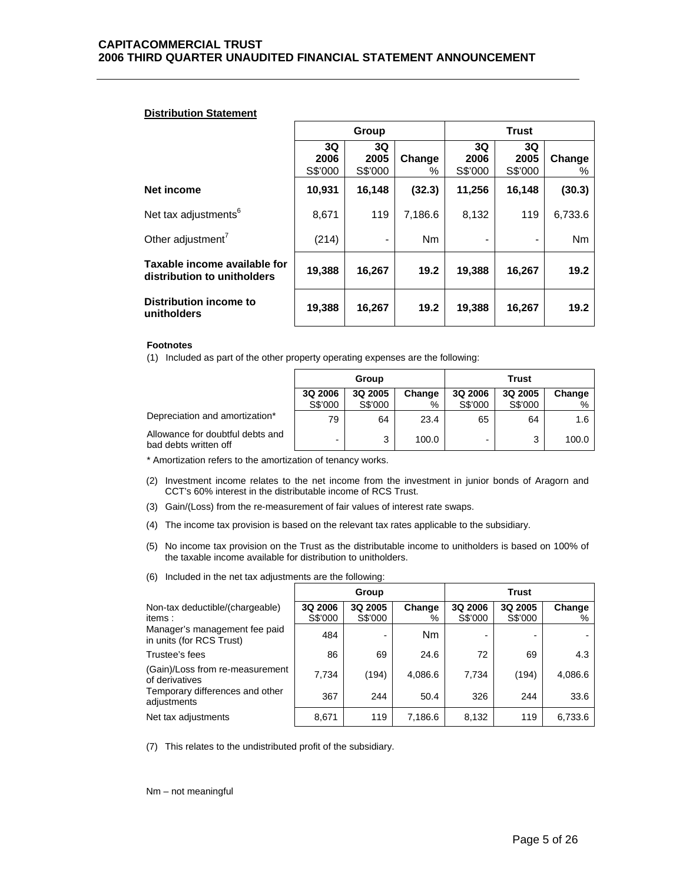**Distribution Statement**

| | Group | | | Trust | | |
|---|---|---|---|---|---|---|
| | 3Q 2006 S$'000 | 3Q 2005 S$'000 | Change % | 3Q 2006 S$'000 | 3Q 2005 S$'000 | Change % |
| **Net income** | **10,931** | **16,148** | **(32.3)** | **11,256** | **16,148** | **(30.3)** |
| Net tax adjustments[6] | 8,671 | 119 | 7,186.6 | 8,132 | 119 | 6,733.6 |
| Other adjustment[7] | (214) | - | Nm | - | - | Nm |
| **Taxable income available for distribution to unitholders** | **19,388** | **16,267** | **19.2** | **19,388** | **16,267** | **19.2** |
| **Distribution income to unitholders** | **19,388** | **16,267** | **19.2** | **19,388** | **16,267** | **19.2** |

**Footnotes**

(1) Included as part of the other property operating expenses are the following:

| | Group | | | Trust | | |
|---|---|---|---|---|---|---|
| | 3Q 2006 S$'000 | 3Q 2005 S$'000 | Change % | 3Q 2006 S$'000 | 3Q 2005 S$'000 | Change % |
| Depreciation and amortization* | 79 | 64 | 23.4 | 65 | 64 | 1.6 |
| Allowance for doubtful debts and bad debts written off | - | 3 | 100.0 | - | 3 | 100.0 |

\* Amortization refers to the amortization of tenancy works.

(2) Investment income relates to the net income from the investment in junior bonds of Aragorn and CCT's 60% interest in the distributable income of RCS Trust.

(3) Gain/(Loss) from the re-measurement of fair values of interest rate swaps.

(4) The income tax provision is based on the relevant tax rates applicable to the subsidiary.

(5) No income tax provision on the Trust as the distributable income to unitholders is based on 100% of the taxable income available for distribution to unitholders.

(6) Included in the net tax adjustments are the following:

| | Group | | | Trust | | |
|---|---|---|---|---|---|---|
| Non-tax deductible/(chargeable) items : | 3Q 2006 S$'000 | 3Q 2005 S$'000 | Change % | 3Q 2006 S$'000 | 3Q 2005 S$'000 | Change % |
| Manager's management fee paid in units (for RCS Trust) | 484 | - | Nm | - | - | - |
| Trustee's fees | 86 | 69 | 24.6 | 72 | 69 | 4.3 |
| (Gain)/Loss from re-measurement of derivatives | 7,734 | (194) | 4,086.6 | 7,734 | (194) | 4,086.6 |
| Temporary differences and other adjustments | 367 | 244 | 50.4 | 326 | 244 | 33.6 |
| Net tax adjustments | 8,671 | 119 | 7,186.6 | 8,132 | 119 | 6,733.6 |

(7) This relates to the undistributed profit of the subsidiary.

Nm – not meaningful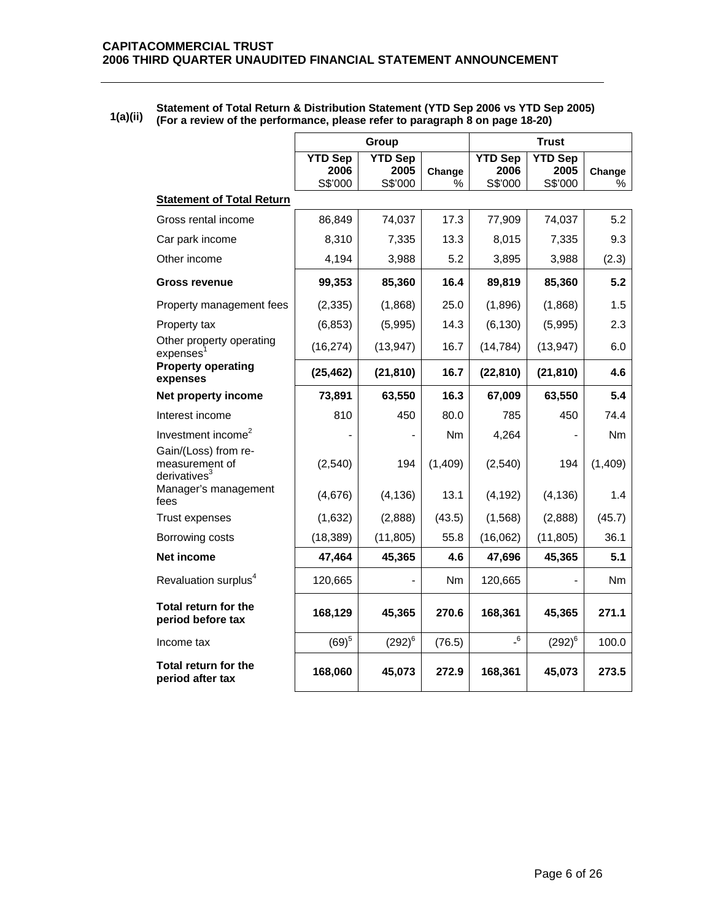### 1(a)(ii) Statement of Total Return & Distribution Statement (YTD Sep 2006 vs YTD Sep 2005) (For a review of the performance, please refer to paragraph 8 on page 18-20)

| | Group | | | Trust | | |
|---|---|---|---|---|---|---|
| | YTD Sep 2006 S$'000 | YTD Sep 2005 S$'000 | Change % | YTD Sep 2006 S$'000 | YTD Sep 2005 S$'000 | Change % |
| **Statement of Total Return** | | | | | | |
| Gross rental income | 86,849 | 74,037 | 17.3 | 77,909 | 74,037 | 5.2 |
| Car park income | 8,310 | 7,335 | 13.3 | 8,015 | 7,335 | 9.3 |
| Other income | 4,194 | 3,988 | 5.2 | 3,895 | 3,988 | (2.3) |
| **Gross revenue** | **99,353** | **85,360** | **16.4** | **89,819** | **85,360** | **5.2** |
| Property management fees | (2,335) | (1,868) | 25.0 | (1,896) | (1,868) | 1.5 |
| Property tax | (6,853) | (5,995) | 14.3 | (6,130) | (5,995) | 2.3 |
| Other property operating expenses[1] | (16,274) | (13,947) | 16.7 | (14,784) | (13,947) | 6.0 |
| **Property operating expenses** | **(25,462)** | **(21,810)** | **16.7** | **(22,810)** | **(21,810)** | **4.6** |
| **Net property income** | **73,891** | **63,550** | **16.3** | **67,009** | **63,550** | **5.4** |
| Interest income | 810 | 450 | 80.0 | 785 | 450 | 74.4 |
| Investment income[2] | - | - | Nm | 4,264 | - | Nm |
| Gain/(Loss) from re-measurement of derivatives[3] | (2,540) | 194 | (1,409) | (2,540) | 194 | (1,409) |
| Manager's management fees | (4,676) | (4,136) | 13.1 | (4,192) | (4,136) | 1.4 |
| Trust expenses | (1,632) | (2,888) | (43.5) | (1,568) | (2,888) | (45.7) |
| Borrowing costs | (18,389) | (11,805) | 55.8 | (16,062) | (11,805) | 36.1 |
| **Net income** | **47,464** | **45,365** | **4.6** | **47,696** | **45,365** | **5.1** |
| Revaluation surplus[4] | 120,665 | - | Nm | 120,665 | - | Nm |
| **Total return for the period before tax** | **168,129** | **45,365** | **270.6** | **168,361** | **45,365** | **271.1** |
| Income tax | (69)[5] | (292)[6] | (76.5) | -[6] | (292)[6] | 100.0 |
| **Total return for the period after tax** | **168,060** | **45,073** | **272.9** | **168,361** | **45,073** | **273.5** |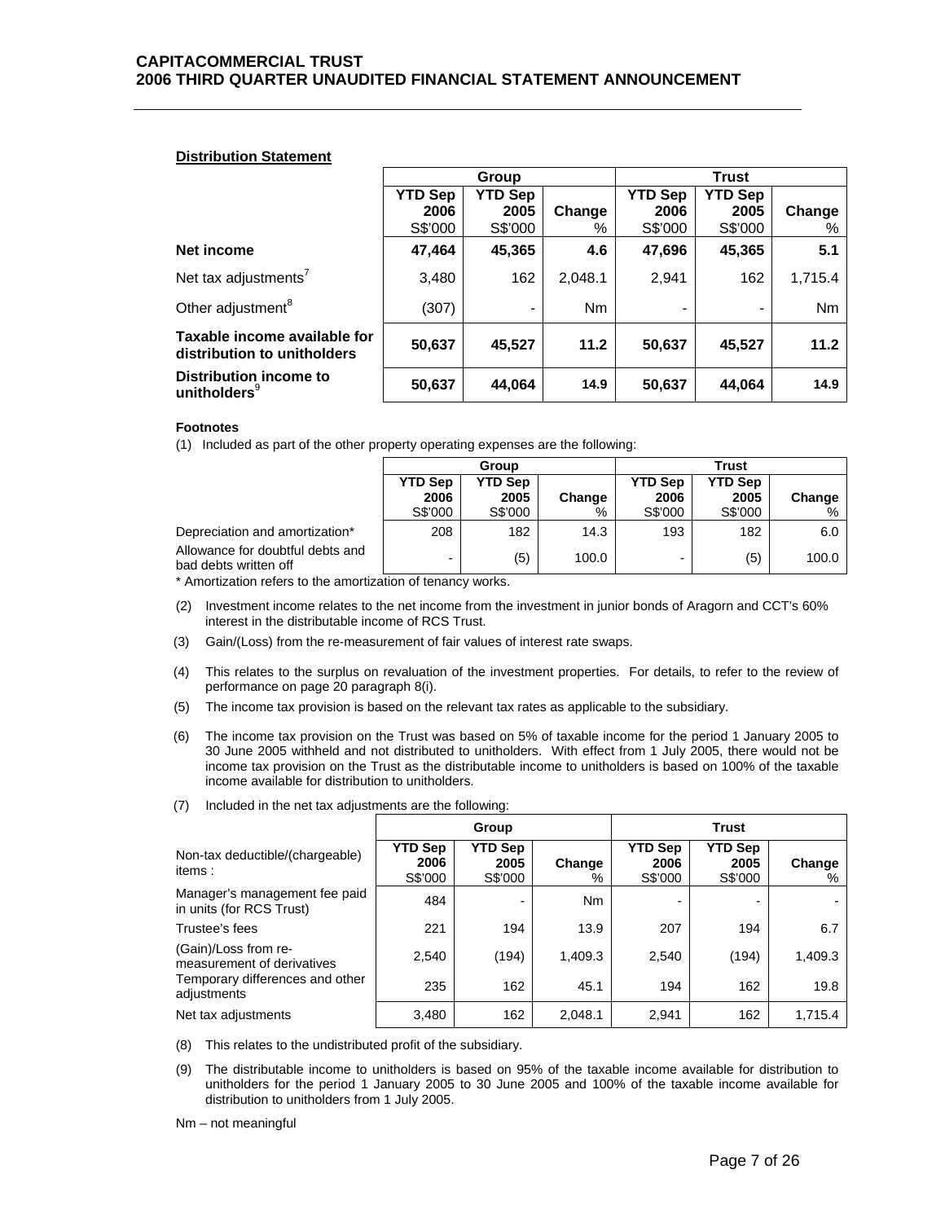**Distribution Statement**

| | Group | | | Trust | | |
|---|---|---|---|---|---|---|
| | YTD Sep 2006 S$'000 | YTD Sep 2005 S$'000 | Change % | YTD Sep 2006 S$'000 | YTD Sep 2005 S$'000 | Change % |
| **Net income** | **47,464** | **45,365** | **4.6** | **47,696** | **45,365** | **5.1** |
| Net tax adjustments[7] | 3,480 | 162 | 2,048.1 | 2,941 | 162 | 1,715.4 |
| Other adjustment[8] | (307) | - | Nm | - | - | Nm |
| **Taxable income available for distribution to unitholders** | **50,637** | **45,527** | **11.2** | **50,637** | **45,527** | **11.2** |
| **Distribution income to unitholders**[9] | **50,637** | **44,064** | **14.9** | **50,637** | **44,064** | **14.9** |

**Footnotes**

(1) Included as part of the other property operating expenses are the following:

| | Group | | | Trust | | |
|---|---|---|---|---|---|---|
| | YTD Sep 2006 S$'000 | YTD Sep 2005 S$'000 | Change % | YTD Sep 2006 S$'000 | YTD Sep 2005 S$'000 | Change % |
| Depreciation and amortization* | 208 | 182 | 14.3 | 193 | 182 | 6.0 |
| Allowance for doubtful debts and bad debts written off | - | (5) | 100.0 | - | (5) | 100.0 |

\* Amortization refers to the amortization of tenancy works.

(2) Investment income relates to the net income from the investment in junior bonds of Aragorn and CCT's 60% interest in the distributable income of RCS Trust.

(3) Gain/(Loss) from the re-measurement of fair values of interest rate swaps.

(4) This relates to the surplus on revaluation of the investment properties. For details, to refer to the review of performance on page 20 paragraph 8(i).

(5) The income tax provision is based on the relevant tax rates as applicable to the subsidiary.

(6) The income tax provision on the Trust was based on 5% of taxable income for the period 1 January 2005 to 30 June 2005 withheld and not distributed to unitholders. With effect from 1 July 2005, there would not be income tax provision on the Trust as the distributable income to unitholders is based on 100% of the taxable income available for distribution to unitholders.

(7) Included in the net tax adjustments are the following:

| | Group | | | Trust | | |
|---|---|---|---|---|---|---|
| Non-tax deductible/(chargeable) items : | YTD Sep 2006 S$'000 | YTD Sep 2005 S$'000 | Change % | YTD Sep 2006 S$'000 | YTD Sep 2005 S$'000 | Change % |
| Manager's management fee paid in units (for RCS Trust) | 484 | - | Nm | - | - | - |
| Trustee's fees | 221 | 194 | 13.9 | 207 | 194 | 6.7 |
| (Gain)/Loss from re-measurement of derivatives | 2,540 | (194) | 1,409.3 | 2,540 | (194) | 1,409.3 |
| Temporary differences and other adjustments | 235 | 162 | 45.1 | 194 | 162 | 19.8 |
| Net tax adjustments | 3,480 | 162 | 2,048.1 | 2,941 | 162 | 1,715.4 |

(8) This relates to the undistributed profit of the subsidiary.

(9) The distributable income to unitholders is based on 95% of the taxable income available for distribution to unitholders for the period 1 January 2005 to 30 June 2005 and 100% of the taxable income available for distribution to unitholders from 1 July 2005.

Nm – not meaningful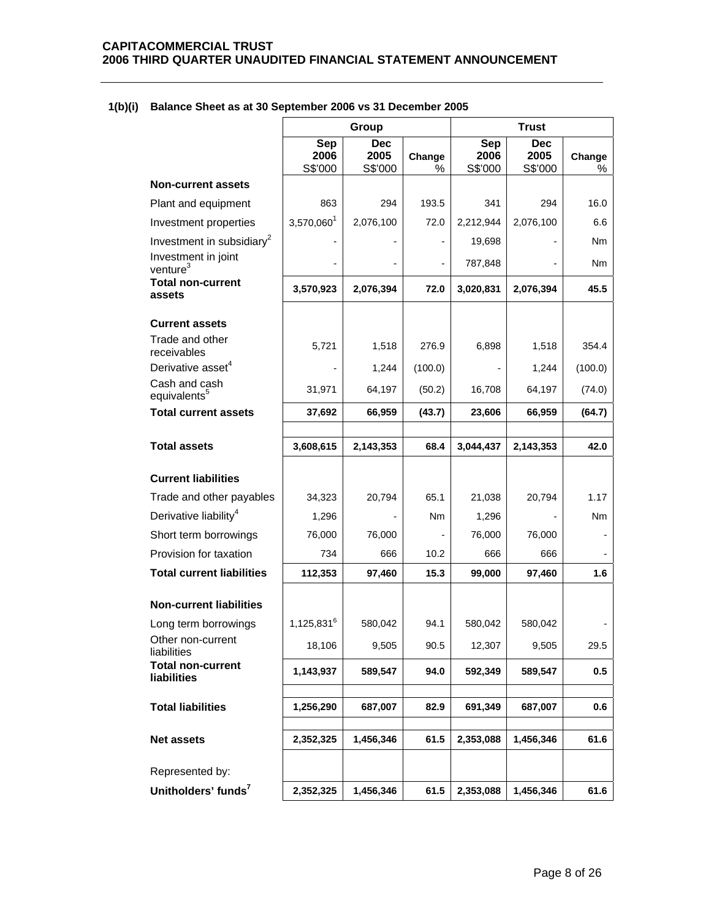### 1(b)(i) Balance Sheet as at 30 September 2006 vs 31 December 2005

| | Group | | | Trust | | |
|---|---|---|---|---|---|---|
| | Sep 2006 S$'000 | Dec 2005 S$'000 | Change % | Sep 2006 S$'000 | Dec 2005 S$'000 | Change % |
| **Non-current assets** | | | | | | |
| Plant and equipment | 863 | 294 | 193.5 | 341 | 294 | 16.0 |
| Investment properties | 3,570,060[1] | 2,076,100 | 72.0 | 2,212,944 | 2,076,100 | 6.6 |
| Investment in subsidiary[2] | - | - | - | 19,698 | - | Nm |
| Investment in joint venture[3] | - | - | - | 787,848 | - | Nm |
| **Total non-current assets** | **3,570,923** | **2,076,394** | **72.0** | **3,020,831** | **2,076,394** | **45.5** |
| **Current assets** | | | | | | |
| Trade and other receivables | 5,721 | 1,518 | 276.9 | 6,898 | 1,518 | 354.4 |
| Derivative asset[4] | - | 1,244 | (100.0) | - | 1,244 | (100.0) |
| Cash and cash equivalents[5] | 31,971 | 64,197 | (50.2) | 16,708 | 64,197 | (74.0) |
| **Total current assets** | **37,692** | **66,959** | **(43.7)** | **23,606** | **66,959** | **(64.7)** |
| **Total assets** | **3,608,615** | **2,143,353** | **68.4** | **3,044,437** | **2,143,353** | **42.0** |
| **Current liabilities** | | | | | | |
| Trade and other payables | 34,323 | 20,794 | 65.1 | 21,038 | 20,794 | 1.17 |
| Derivative liability[4] | 1,296 | - | Nm | 1,296 | - | Nm |
| Short term borrowings | 76,000 | 76,000 | - | 76,000 | 76,000 | - |
| Provision for taxation | 734 | 666 | 10.2 | 666 | 666 | - |
| **Total current liabilities** | **112,353** | **97,460** | **15.3** | **99,000** | **97,460** | **1.6** |
| **Non-current liabilities** | | | | | | |
| Long term borrowings | 1,125,831[6] | 580,042 | 94.1 | 580,042 | 580,042 | - |
| Other non-current liabilities | 18,106 | 9,505 | 90.5 | 12,307 | 9,505 | 29.5 |
| **Total non-current liabilities** | **1,143,937** | **589,547** | **94.0** | **592,349** | **589,547** | **0.5** |
| **Total liabilities** | **1,256,290** | **687,007** | **82.9** | **691,349** | **687,007** | **0.6** |
| **Net assets** | **2,352,325** | **1,456,346** | **61.5** | **2,353,088** | **1,456,346** | **61.6** |
| Represented by: | | | | | | |
| **Unitholders' funds[7]** | **2,352,325** | **1,456,346** | **61.5** | **2,353,088** | **1,456,346** | **61.6** |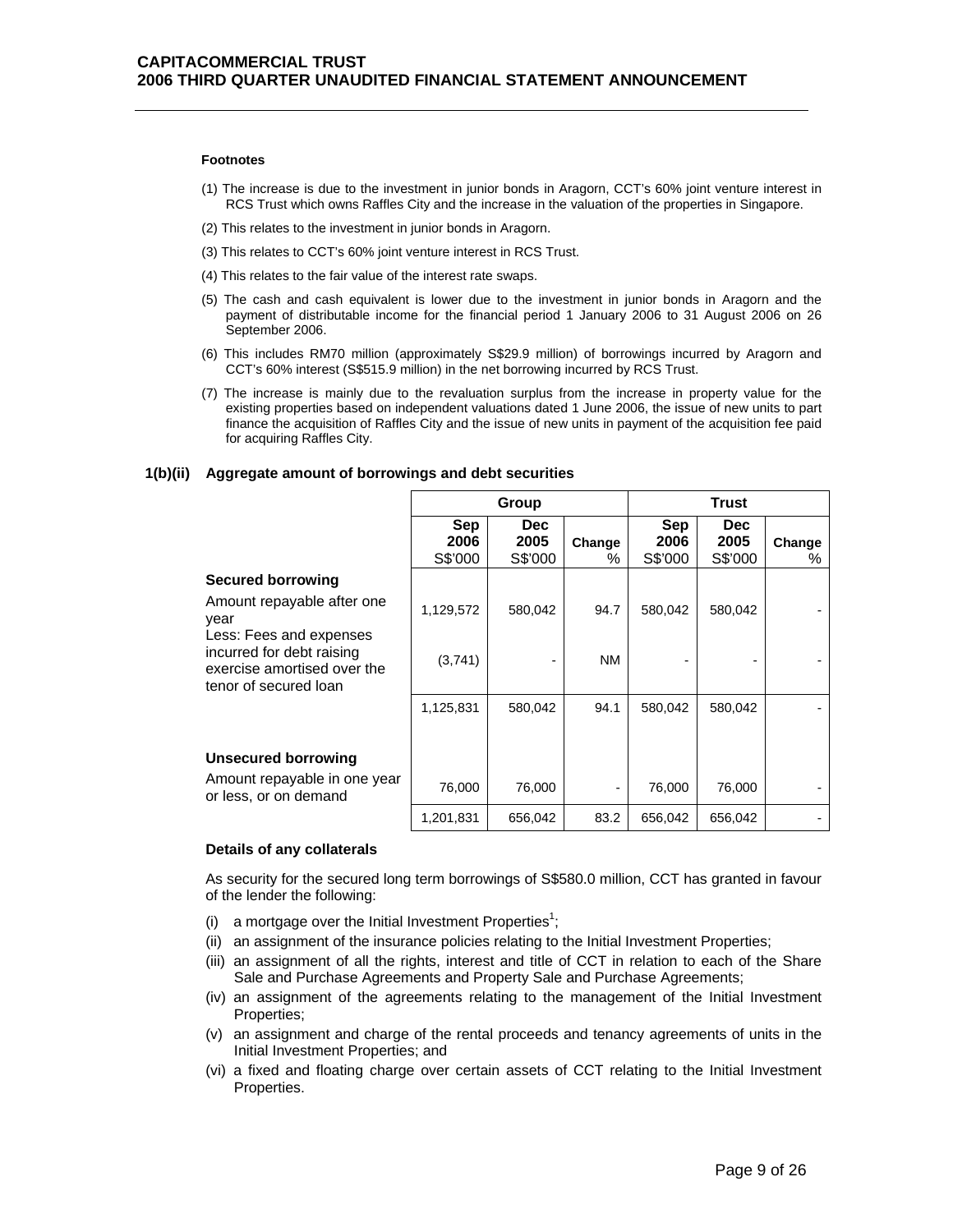**Footnotes**

(1) The increase is due to the investment in junior bonds in Aragorn, CCT's 60% joint venture interest in RCS Trust which owns Raffles City and the increase in the valuation of the properties in Singapore.

(2) This relates to the investment in junior bonds in Aragorn.

(3) This relates to CCT's 60% joint venture interest in RCS Trust.

(4) This relates to the fair value of the interest rate swaps.

(5) The cash and cash equivalent is lower due to the investment in junior bonds in Aragorn and the payment of distributable income for the financial period 1 January 2006 to 31 August 2006 on 26 September 2006.

(6) This includes RM70 million (approximately S$29.9 million) of borrowings incurred by Aragorn and CCT's 60% interest (S$515.9 million) in the net borrowing incurred by RCS Trust.

(7) The increase is mainly due to the revaluation surplus from the increase in property value for the existing properties based on independent valuations dated 1 June 2006, the issue of new units to part finance the acquisition of Raffles City and the issue of new units in payment of the acquisition fee paid for acquiring Raffles City.

## 1(b)(ii) Aggregate amount of borrowings and debt securities

| | Group | | | Trust | | |
|---|---|---|---|---|---|---|
| | Sep 2006 S$'000 | Dec 2005 S$'000 | Change % | Sep 2006 S$'000 | Dec 2005 S$'000 | Change % |
| **Secured borrowing** | | | | | | |
| Amount repayable after one year | 1,129,572 | 580,042 | 94.7 | 580,042 | 580,042 | - |
| Less: Fees and expenses incurred for debt raising exercise amortised over the tenor of secured loan | (3,741) | - | NM | - | - | - |
| | 1,125,831 | 580,042 | 94.1 | 580,042 | 580,042 | - |
| **Unsecured borrowing** | | | | | | |
| Amount repayable in one year or less, or on demand | 76,000 | 76,000 | - | 76,000 | 76,000 | - |
| | 1,201,831 | 656,042 | 83.2 | 656,042 | 656,042 | - |

**Details of any collaterals**

As security for the secured long term borrowings of S$580.0 million, CCT has granted in favour of the lender the following:

(i) a mortgage over the Initial Investment Properties[1];

(ii) an assignment of the insurance policies relating to the Initial Investment Properties;

(iii) an assignment of all the rights, interest and title of CCT in relation to each of the Share Sale and Purchase Agreements and Property Sale and Purchase Agreements;

(iv) an assignment of the agreements relating to the management of the Initial Investment Properties;

(v) an assignment and charge of the rental proceeds and tenancy agreements of units in the Initial Investment Properties; and

(vi) a fixed and floating charge over certain assets of CCT relating to the Initial Investment Properties.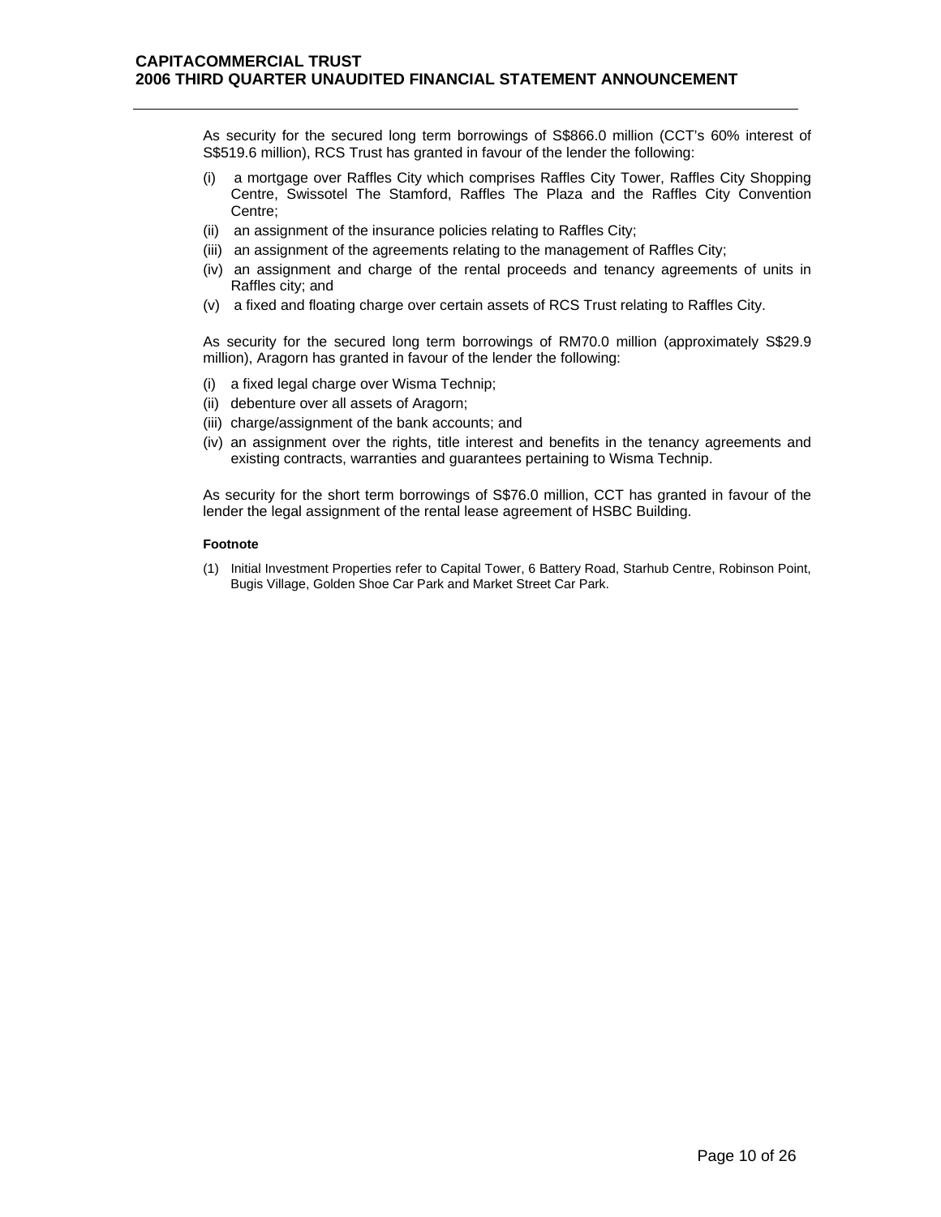As security for the secured long term borrowings of S$866.0 million (CCT's 60% interest of S$519.6 million), RCS Trust has granted in favour of the lender the following:

(i) a mortgage over Raffles City which comprises Raffles City Tower, Raffles City Shopping Centre, Swissotel The Stamford, Raffles The Plaza and the Raffles City Convention Centre;
(ii) an assignment of the insurance policies relating to Raffles City;
(iii) an assignment of the agreements relating to the management of Raffles City;
(iv) an assignment and charge of the rental proceeds and tenancy agreements of units in Raffles city; and
(v) a fixed and floating charge over certain assets of RCS Trust relating to Raffles City.

As security for the secured long term borrowings of RM70.0 million (approximately S$29.9 million), Aragorn has granted in favour of the lender the following:

(i) a fixed legal charge over Wisma Technip;
(ii) debenture over all assets of Aragorn;
(iii) charge/assignment of the bank accounts; and
(iv) an assignment over the rights, title interest and benefits in the tenancy agreements and existing contracts, warranties and guarantees pertaining to Wisma Technip.

As security for the short term borrowings of S$76.0 million, CCT has granted in favour of the lender the legal assignment of the rental lease agreement of HSBC Building.

**Footnote**

(1) Initial Investment Properties refer to Capital Tower, 6 Battery Road, Starhub Centre, Robinson Point, Bugis Village, Golden Shoe Car Park and Market Street Car Park.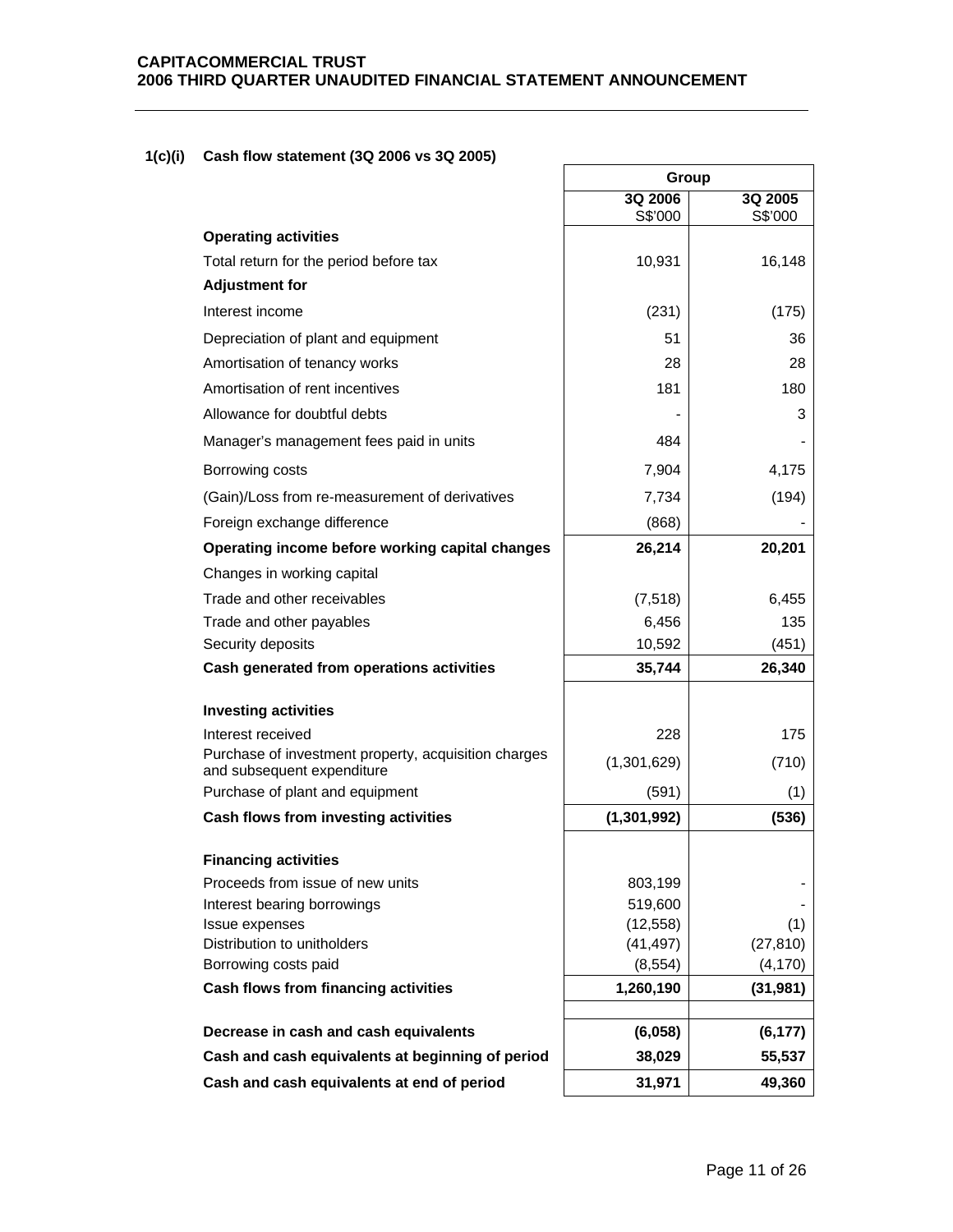**CAPITACOMMERCIAL TRUST**
**2006 THIRD QUARTER UNAUDITED FINANCIAL STATEMENT ANNOUNCEMENT**

**1(c)(i) Cash flow statement (3Q 2006 vs 3Q 2005)**

| | Group | |
|---|---|---|
| | **3Q 2006** S$'000 | **3Q 2005** S$'000 |
| **Operating activities** | | |
| Total return for the period before tax | 10,931 | 16,148 |
| **Adjustment for** | | |
| Interest income | (231) | (175) |
| Depreciation of plant and equipment | 51 | 36 |
| Amortisation of tenancy works | 28 | 28 |
| Amortisation of rent incentives | 181 | 180 |
| Allowance for doubtful debts | - | 3 |
| Manager's management fees paid in units | 484 | - |
| Borrowing costs | 7,904 | 4,175 |
| (Gain)/Loss from re-measurement of derivatives | 7,734 | (194) |
| Foreign exchange difference | (868) | - |
| **Operating income before working capital changes** | **26,214** | **20,201** |
| Changes in working capital | | |
| Trade and other receivables | (7,518) | 6,455 |
| Trade and other payables | 6,456 | 135 |
| Security deposits | 10,592 | (451) |
| **Cash generated from operations activities** | **35,744** | **26,340** |
| | | |
| **Investing activities** | | |
| Interest received | 228 | 175 |
| Purchase of investment property, acquisition charges and subsequent expenditure | (1,301,629) | (710) |
| Purchase of plant and equipment | (591) | (1) |
| **Cash flows from investing activities** | **(1,301,992)** | **(536)** |
| | | |
| **Financing activities** | | |
| Proceeds from issue of new units | 803,199 | - |
| Interest bearing borrowings | 519,600 | - |
| Issue expenses | (12,558) | (1) |
| Distribution to unitholders | (41,497) | (27,810) |
| Borrowing costs paid | (8,554) | (4,170) |
| **Cash flows from financing activities** | **1,260,190** | **(31,981)** |
| | | |
| **Decrease in cash and cash equivalents** | **(6,058)** | **(6,177)** |
| **Cash and cash equivalents at beginning of period** | **38,029** | **55,537** |
| **Cash and cash equivalents at end of period** | **31,971** | **49,360** |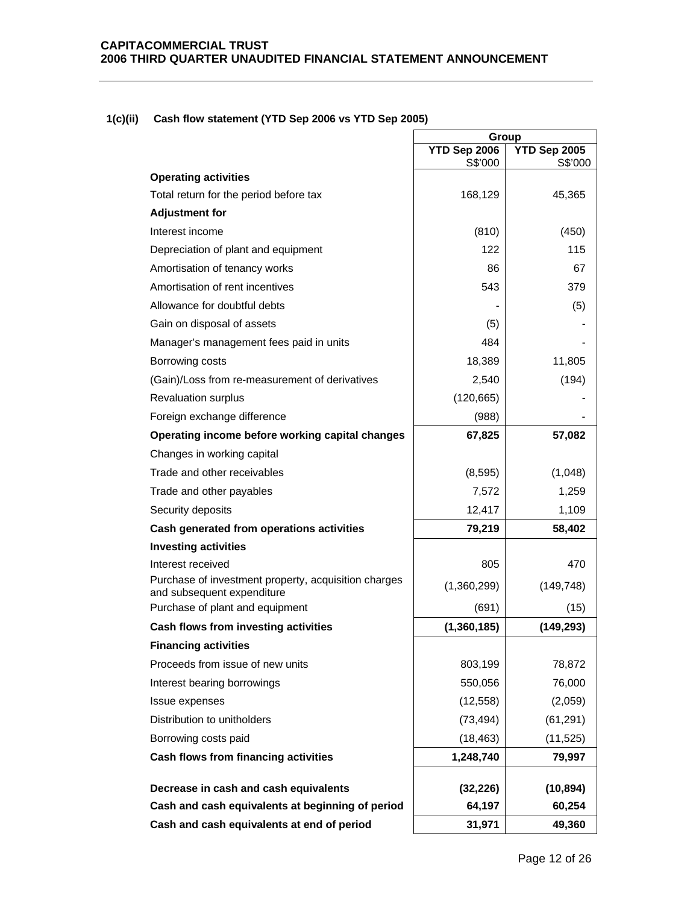### 1(c)(ii) Cash flow statement (YTD Sep 2006 vs YTD Sep 2005)

| | Group | |
|---|---|---|
| | YTD Sep 2006<br>S$'000 | YTD Sep 2005<br>S$'000 |
| **Operating activities** | | |
| Total return for the period before tax | 168,129 | 45,365 |
| **Adjustment for** | | |
| Interest income | (810) | (450) |
| Depreciation of plant and equipment | 122 | 115 |
| Amortisation of tenancy works | 86 | 67 |
| Amortisation of rent incentives | 543 | 379 |
| Allowance for doubtful debts | - | (5) |
| Gain on disposal of assets | (5) | - |
| Manager's management fees paid in units | 484 | - |
| Borrowing costs | 18,389 | 11,805 |
| (Gain)/Loss from re-measurement of derivatives | 2,540 | (194) |
| Revaluation surplus | (120,665) | - |
| Foreign exchange difference | (988) | - |
| **Operating income before working capital changes** | **67,825** | **57,082** |
| Changes in working capital | | |
| Trade and other receivables | (8,595) | (1,048) |
| Trade and other payables | 7,572 | 1,259 |
| Security deposits | 12,417 | 1,109 |
| **Cash generated from operations activities** | **79,219** | **58,402** |
| **Investing activities** | | |
| Interest received | 805 | 470 |
| Purchase of investment property, acquisition charges and subsequent expenditure | (1,360,299) | (149,748) |
| Purchase of plant and equipment | (691) | (15) |
| **Cash flows from investing activities** | **(1,360,185)** | **(149,293)** |
| **Financing activities** | | |
| Proceeds from issue of new units | 803,199 | 78,872 |
| Interest bearing borrowings | 550,056 | 76,000 |
| Issue expenses | (12,558) | (2,059) |
| Distribution to unitholders | (73,494) | (61,291) |
| Borrowing costs paid | (18,463) | (11,525) |
| **Cash flows from financing activities** | **1,248,740** | **79,997** |
| **Decrease in cash and cash equivalents** | **(32,226)** | **(10,894)** |
| **Cash and cash equivalents at beginning of period** | **64,197** | **60,254** |
| **Cash and cash equivalents at end of period** | **31,971** | **49,360** |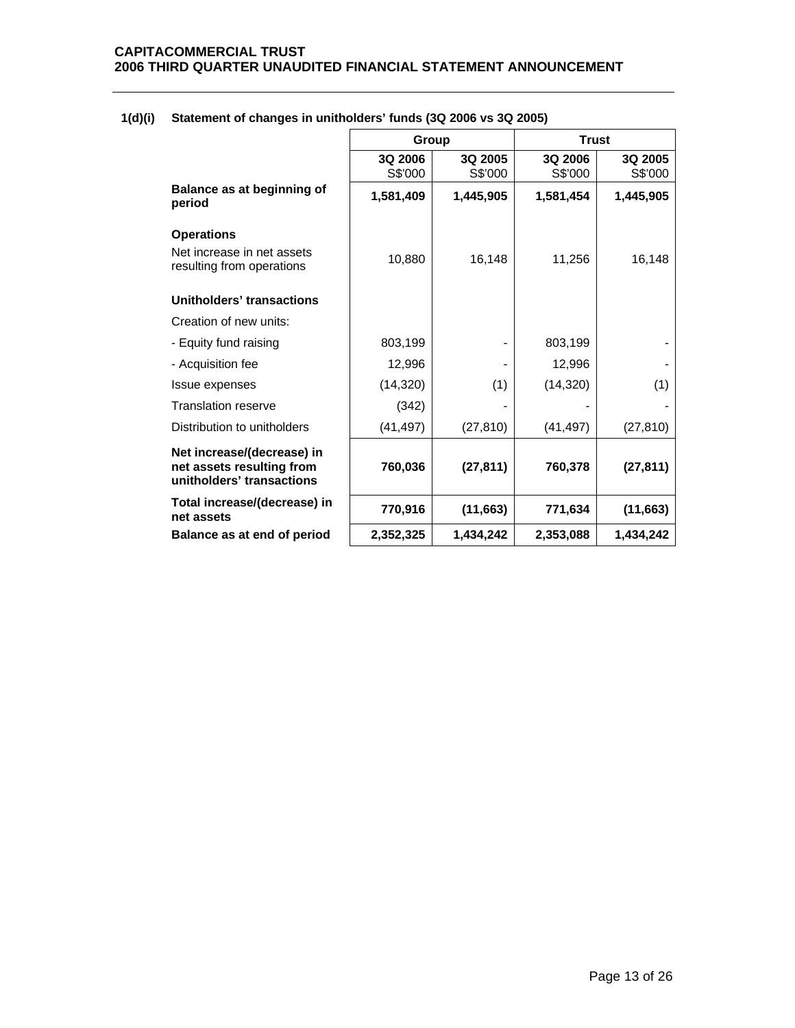### 1(d)(i) Statement of changes in unitholders' funds (3Q 2006 vs 3Q 2005)

| | Group | | Trust | |
|---|---|---|---|---|
| | 3Q 2006<br>S$'000 | 3Q 2005<br>S$'000 | 3Q 2006<br>S$'000 | 3Q 2005<br>S$'000 |
| **Balance as at beginning of period** | **1,581,409** | **1,445,905** | **1,581,454** | **1,445,905** |
| **Operations** | | | | |
| Net increase in net assets resulting from operations | 10,880 | 16,148 | 11,256 | 16,148 |
| **Unitholders' transactions** | | | | |
| Creation of new units: | | | | |
| - Equity fund raising | 803,199 | - | 803,199 | - |
| - Acquisition fee | 12,996 | - | 12,996 | - |
| Issue expenses | (14,320) | (1) | (14,320) | (1) |
| Translation reserve | (342) | - | - | - |
| Distribution to unitholders | (41,497) | (27,810) | (41,497) | (27,810) |
| **Net increase/(decrease) in net assets resulting from unitholders' transactions** | **760,036** | **(27,811)** | **760,378** | **(27,811)** |
| **Total increase/(decrease) in net assets** | **770,916** | **(11,663)** | **771,634** | **(11,663)** |
| **Balance as at end of period** | **2,352,325** | **1,434,242** | **2,353,088** | **1,434,242** |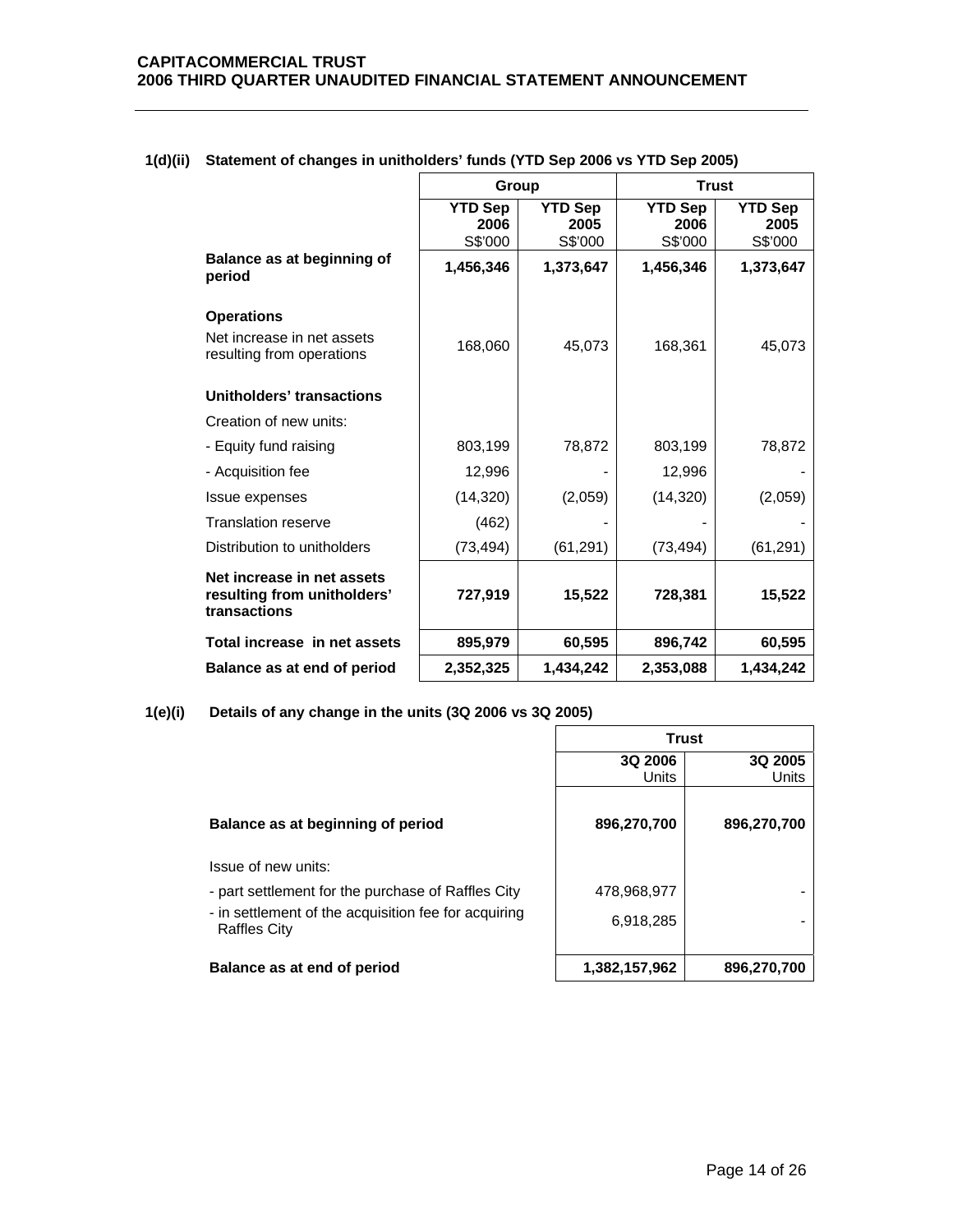### 1(d)(ii) Statement of changes in unitholders' funds (YTD Sep 2006 vs YTD Sep 2005)

| | Group | | Trust | |
|---|---|---|---|---|
| | **YTD Sep 2006** S$'000 | **YTD Sep 2005** S$'000 | **YTD Sep 2006** S$'000 | **YTD Sep 2005** S$'000 |
| **Balance as at beginning of period** | **1,456,346** | **1,373,647** | **1,456,346** | **1,373,647** |
| **Operations** | | | | |
| Net increase in net assets resulting from operations | 168,060 | 45,073 | 168,361 | 45,073 |
| **Unitholders' transactions** | | | | |
| Creation of new units: | | | | |
| - Equity fund raising | 803,199 | 78,872 | 803,199 | 78,872 |
| - Acquisition fee | 12,996 | - | 12,996 | - |
| Issue expenses | (14,320) | (2,059) | (14,320) | (2,059) |
| Translation reserve | (462) | - | - | - |
| Distribution to unitholders | (73,494) | (61,291) | (73,494) | (61,291) |
| **Net increase in net assets resulting from unitholders' transactions** | **727,919** | **15,522** | **728,381** | **15,522** |
| **Total increase in net assets** | **895,979** | **60,595** | **896,742** | **60,595** |
| **Balance as at end of period** | **2,352,325** | **1,434,242** | **2,353,088** | **1,434,242** |

### 1(e)(i) Details of any change in the units (3Q 2006 vs 3Q 2005)

| | Trust | |
|---|---|---|
| | **3Q 2006** Units | **3Q 2005** Units |
| **Balance as at beginning of period** | **896,270,700** | **896,270,700** |
| Issue of new units: | | |
| - part settlement for the purchase of Raffles City | 478,968,977 | - |
| - in settlement of the acquisition fee for acquiring Raffles City | 6,918,285 | - |
| **Balance as at end of period** | **1,382,157,962** | **896,270,700** |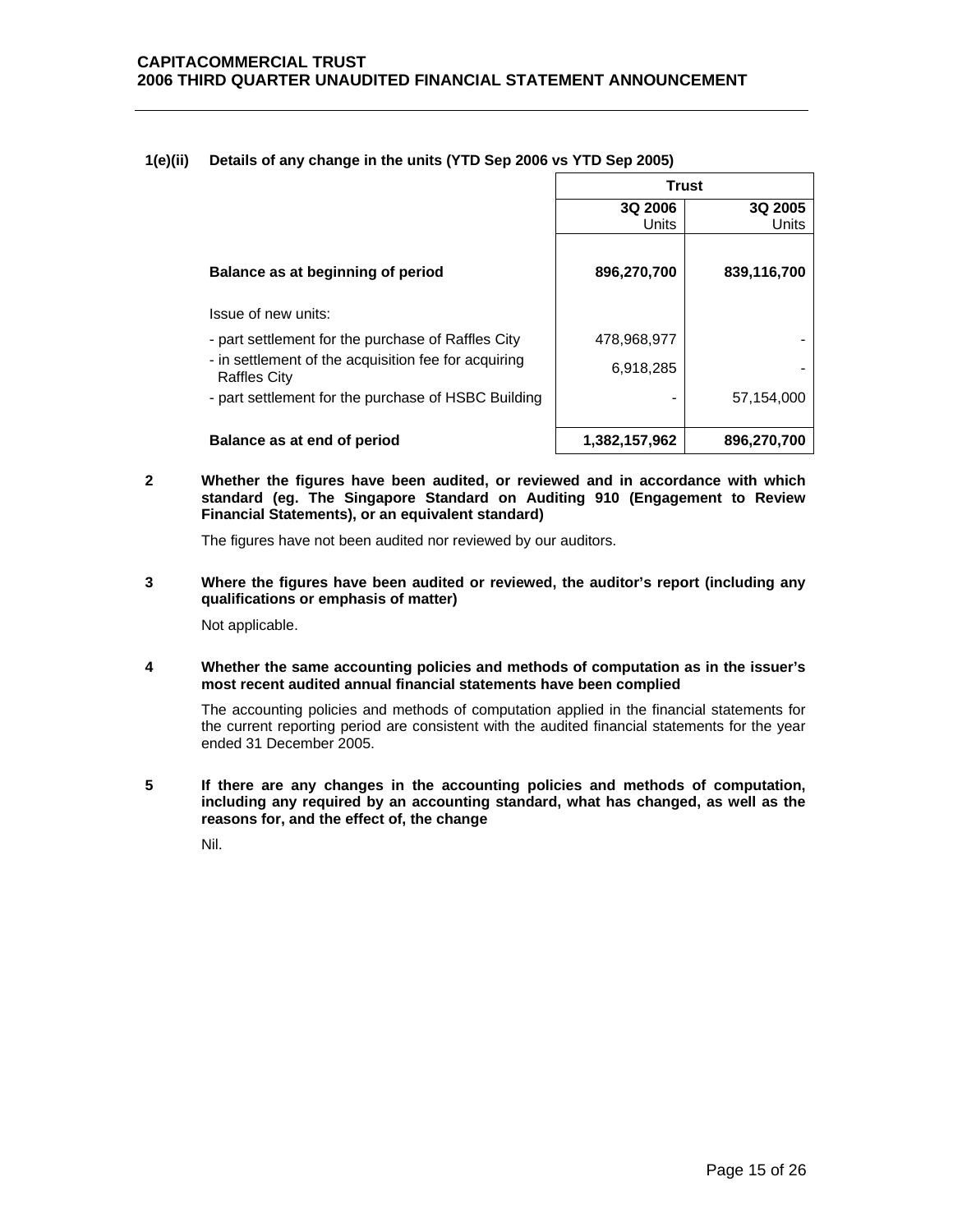**1(e)(ii) Details of any change in the units (YTD Sep 2006 vs YTD Sep 2005)**

| | Trust | |
|---|---|---|
| | **3Q 2006** Units | **3Q 2005** Units |
| **Balance as at beginning of period** | **896,270,700** | **839,116,700** |
| Issue of new units: | | |
| - part settlement for the purchase of Raffles City | 478,968,977 | - |
| - in settlement of the acquisition fee for acquiring Raffles City | 6,918,285 | - |
| - part settlement for the purchase of HSBC Building | - | 57,154,000 |
| **Balance as at end of period** | **1,382,157,962** | **896,270,700** |

**2 Whether the figures have been audited, or reviewed and in accordance with which standard (eg. The Singapore Standard on Auditing 910 (Engagement to Review Financial Statements), or an equivalent standard)**

The figures have not been audited nor reviewed by our auditors.

**3 Where the figures have been audited or reviewed, the auditor's report (including any qualifications or emphasis of matter)**

Not applicable.

**4 Whether the same accounting policies and methods of computation as in the issuer's most recent audited annual financial statements have been complied**

The accounting policies and methods of computation applied in the financial statements for the current reporting period are consistent with the audited financial statements for the year ended 31 December 2005.

**5 If there are any changes in the accounting policies and methods of computation, including any required by an accounting standard, what has changed, as well as the reasons for, and the effect of, the change**

Nil.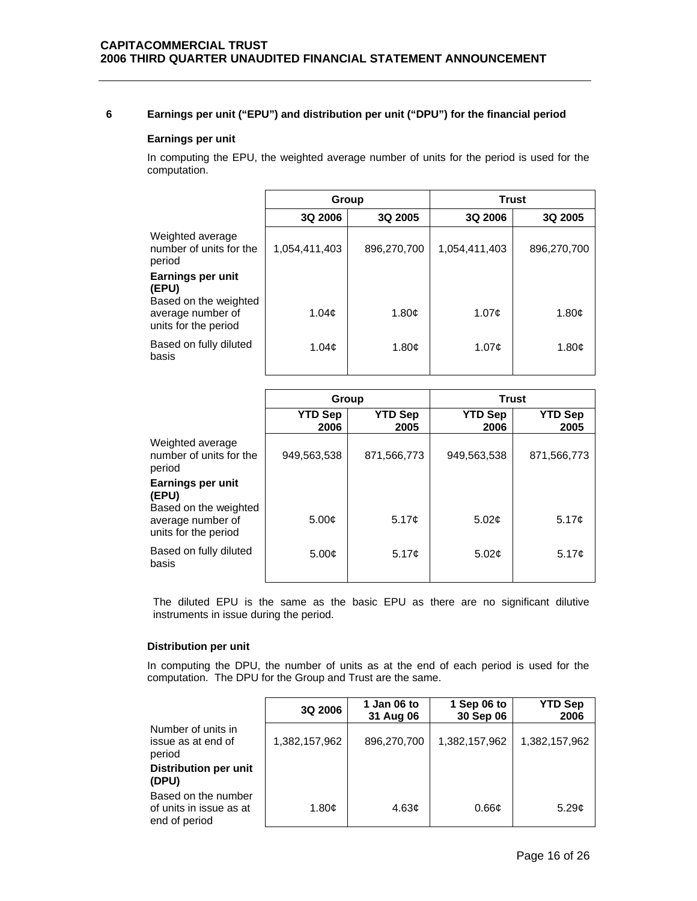## 6 Earnings per unit ("EPU") and distribution per unit ("DPU") for the financial period

### Earnings per unit

In computing the EPU, the weighted average number of units for the period is used for the computation.

| | Group | | Trust | |
|---|---|---|---|---|
| | 3Q 2006 | 3Q 2005 | 3Q 2006 | 3Q 2005 |
| Weighted average number of units for the period | 1,054,411,403 | 896,270,700 | 1,054,411,403 | 896,270,700 |
| **Earnings per unit (EPU)** | | | | |
| Based on the weighted average number of units for the period | 1.04¢ | 1.80¢ | 1.07¢ | 1.80¢ |
| Based on fully diluted basis | 1.04¢ | 1.80¢ | 1.07¢ | 1.80¢ |

| | Group | | Trust | |
|---|---|---|---|---|
| | YTD Sep 2006 | YTD Sep 2005 | YTD Sep 2006 | YTD Sep 2005 |
| Weighted average number of units for the period | 949,563,538 | 871,566,773 | 949,563,538 | 871,566,773 |
| **Earnings per unit (EPU)** | | | | |
| Based on the weighted average number of units for the period | 5.00¢ | 5.17¢ | 5.02¢ | 5.17¢ |
| Based on fully diluted basis | 5.00¢ | 5.17¢ | 5.02¢ | 5.17¢ |

The diluted EPU is the same as the basic EPU as there are no significant dilutive instruments in issue during the period.

### Distribution per unit

In computing the DPU, the number of units as at the end of each period is used for the computation. The DPU for the Group and Trust are the same.

| | 3Q 2006 | 1 Jan 06 to 31 Aug 06 | 1 Sep 06 to 30 Sep 06 | YTD Sep 2006 |
|---|---|---|---|---|
| Number of units in issue as at end of period | 1,382,157,962 | 896,270,700 | 1,382,157,962 | 1,382,157,962 |
| **Distribution per unit (DPU)** | | | | |
| Based on the number of units in issue as at end of period | 1.80¢ | 4.63¢ | 0.66¢ | 5.29¢ |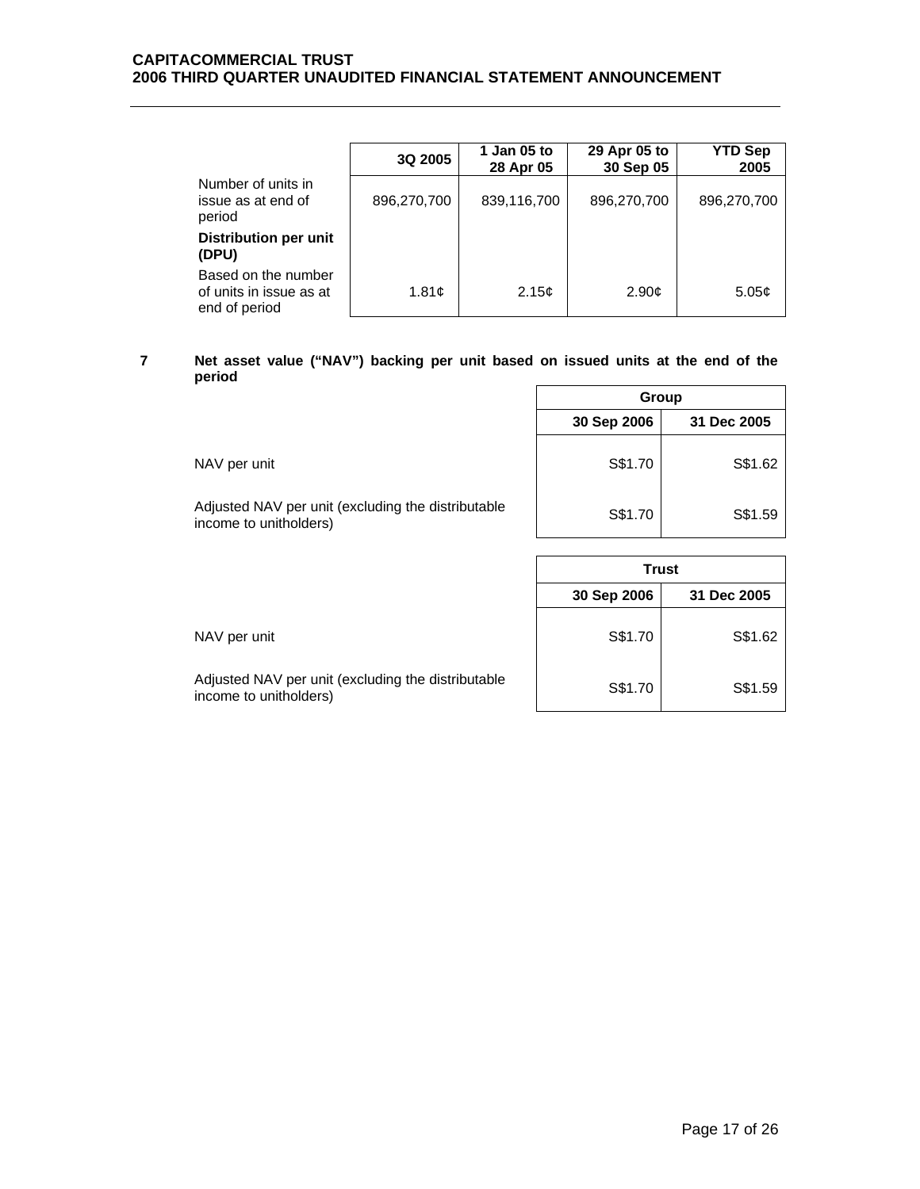| | 3Q 2005 | 1 Jan 05 to 28 Apr 05 | 29 Apr 05 to 30 Sep 05 | YTD Sep 2005 |
|---|---|---|---|---|
| Number of units in issue as at end of period | 896,270,700 | 839,116,700 | 896,270,700 | 896,270,700 |
| **Distribution per unit (DPU)** | | | | |
| Based on the number of units in issue as at end of period | 1.81¢ | 2.15¢ | 2.90¢ | 5.05¢ |

**7 Net asset value ("NAV") backing per unit based on issued units at the end of the period**

| | Group | |
|---|---|---|
| | 30 Sep 2006 | 31 Dec 2005 |
| NAV per unit | S$1.70 | S$1.62 |
| Adjusted NAV per unit (excluding the distributable income to unitholders) | S$1.70 | S$1.59 |

| | Trust | |
|---|---|---|
| | 30 Sep 2006 | 31 Dec 2005 |
| NAV per unit | S$1.70 | S$1.62 |
| Adjusted NAV per unit (excluding the distributable income to unitholders) | S$1.70 | S$1.59 |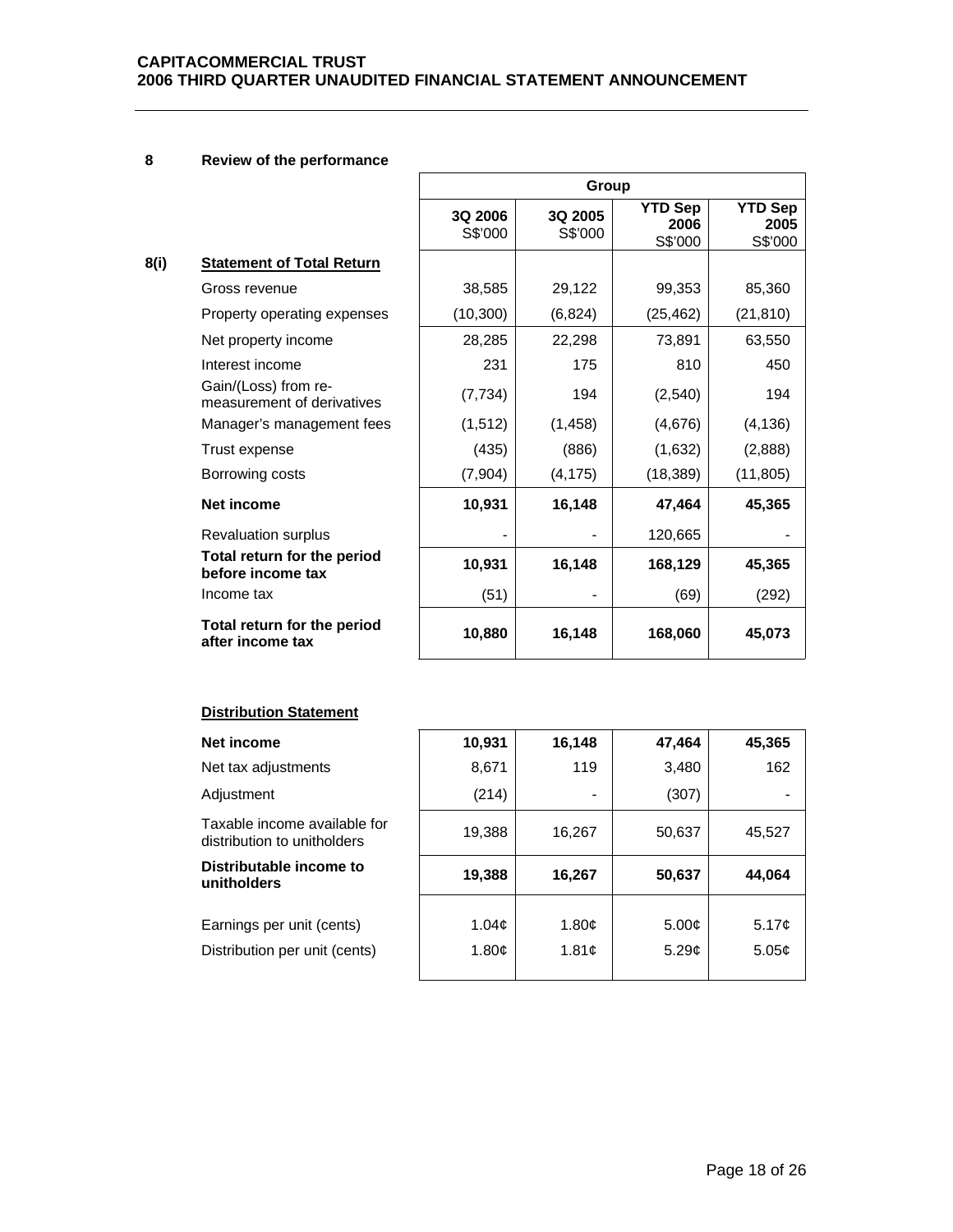## 8 Review of the performance

### 8(i) Statement of Total Return

| | Group | | | |
|---|---|---|---|---|
| | 3Q 2006 S$'000 | 3Q 2005 S$'000 | YTD Sep 2006 S$'000 | YTD Sep 2005 S$'000 |
| **Statement of Total Return** | | | | |
| Gross revenue | 38,585 | 29,122 | 99,353 | 85,360 |
| Property operating expenses | (10,300) | (6,824) | (25,462) | (21,810) |
| Net property income | 28,285 | 22,298 | 73,891 | 63,550 |
| Interest income | 231 | 175 | 810 | 450 |
| Gain/(Loss) from re-measurement of derivatives | (7,734) | 194 | (2,540) | 194 |
| Manager's management fees | (1,512) | (1,458) | (4,676) | (4,136) |
| Trust expense | (435) | (886) | (1,632) | (2,888) |
| Borrowing costs | (7,904) | (4,175) | (18,389) | (11,805) |
| **Net income** | **10,931** | **16,148** | **47,464** | **45,365** |
| Revaluation surplus | - | - | 120,665 | - |
| **Total return for the period before income tax** | **10,931** | **16,148** | **168,129** | **45,365** |
| Income tax | (51) | - | (69) | (292) |
| **Total return for the period after income tax** | **10,880** | **16,148** | **168,060** | **45,073** |

**Distribution Statement**

| | 3Q 2006 S$'000 | 3Q 2005 S$'000 | YTD Sep 2006 S$'000 | YTD Sep 2005 S$'000 |
|---|---|---|---|---|
| **Net income** | **10,931** | **16,148** | **47,464** | **45,365** |
| Net tax adjustments | 8,671 | 119 | 3,480 | 162 |
| Adjustment | (214) | - | (307) | - |
| Taxable income available for distribution to unitholders | 19,388 | 16,267 | 50,637 | 45,527 |
| **Distributable income to unitholders** | **19,388** | **16,267** | **50,637** | **44,064** |
| Earnings per unit (cents) | 1.04¢ | 1.80¢ | 5.00¢ | 5.17¢ |
| Distribution per unit (cents) | 1.80¢ | 1.81¢ | 5.29¢ | 5.05¢ |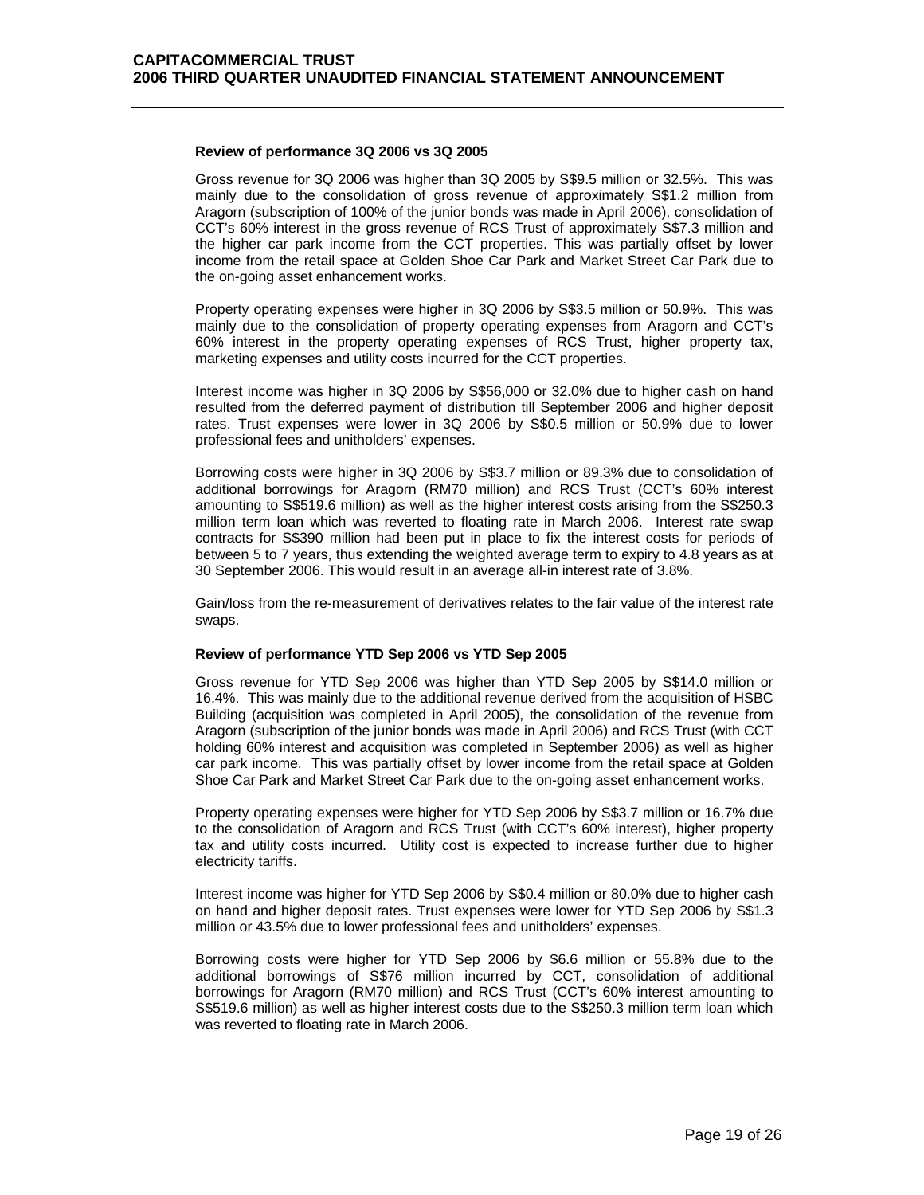**Review of performance 3Q 2006 vs 3Q 2005**

Gross revenue for 3Q 2006 was higher than 3Q 2005 by S$9.5 million or 32.5%. This was mainly due to the consolidation of gross revenue of approximately S$1.2 million from Aragorn (subscription of 100% of the junior bonds was made in April 2006), consolidation of CCT's 60% interest in the gross revenue of RCS Trust of approximately S$7.3 million and the higher car park income from the CCT properties. This was partially offset by lower income from the retail space at Golden Shoe Car Park and Market Street Car Park due to the on-going asset enhancement works.

Property operating expenses were higher in 3Q 2006 by S$3.5 million or 50.9%. This was mainly due to the consolidation of property operating expenses from Aragorn and CCT's 60% interest in the property operating expenses of RCS Trust, higher property tax, marketing expenses and utility costs incurred for the CCT properties.

Interest income was higher in 3Q 2006 by S$56,000 or 32.0% due to higher cash on hand resulted from the deferred payment of distribution till September 2006 and higher deposit rates. Trust expenses were lower in 3Q 2006 by S$0.5 million or 50.9% due to lower professional fees and unitholders' expenses.

Borrowing costs were higher in 3Q 2006 by S$3.7 million or 89.3% due to consolidation of additional borrowings for Aragorn (RM70 million) and RCS Trust (CCT's 60% interest amounting to S$519.6 million) as well as the higher interest costs arising from the S$250.3 million term loan which was reverted to floating rate in March 2006. Interest rate swap contracts for S$390 million had been put in place to fix the interest costs for periods of between 5 to 7 years, thus extending the weighted average term to expiry to 4.8 years as at 30 September 2006. This would result in an average all-in interest rate of 3.8%.

Gain/loss from the re-measurement of derivatives relates to the fair value of the interest rate swaps.

**Review of performance YTD Sep 2006 vs YTD Sep 2005**

Gross revenue for YTD Sep 2006 was higher than YTD Sep 2005 by S$14.0 million or 16.4%. This was mainly due to the additional revenue derived from the acquisition of HSBC Building (acquisition was completed in April 2005), the consolidation of the revenue from Aragorn (subscription of the junior bonds was made in April 2006) and RCS Trust (with CCT holding 60% interest and acquisition was completed in September 2006) as well as higher car park income. This was partially offset by lower income from the retail space at Golden Shoe Car Park and Market Street Car Park due to the on-going asset enhancement works.

Property operating expenses were higher for YTD Sep 2006 by S$3.7 million or 16.7% due to the consolidation of Aragorn and RCS Trust (with CCT's 60% interest), higher property tax and utility costs incurred. Utility cost is expected to increase further due to higher electricity tariffs.

Interest income was higher for YTD Sep 2006 by S$0.4 million or 80.0% due to higher cash on hand and higher deposit rates. Trust expenses were lower for YTD Sep 2006 by S$1.3 million or 43.5% due to lower professional fees and unitholders' expenses.

Borrowing costs were higher for YTD Sep 2006 by S$6.6 million or 55.8% due to the additional borrowings of S$76 million incurred by CCT, consolidation of additional borrowings for Aragorn (RM70 million) and RCS Trust (CCT's 60% interest amounting to S$519.6 million) as well as higher interest costs due to the S$250.3 million term loan which was reverted to floating rate in March 2006.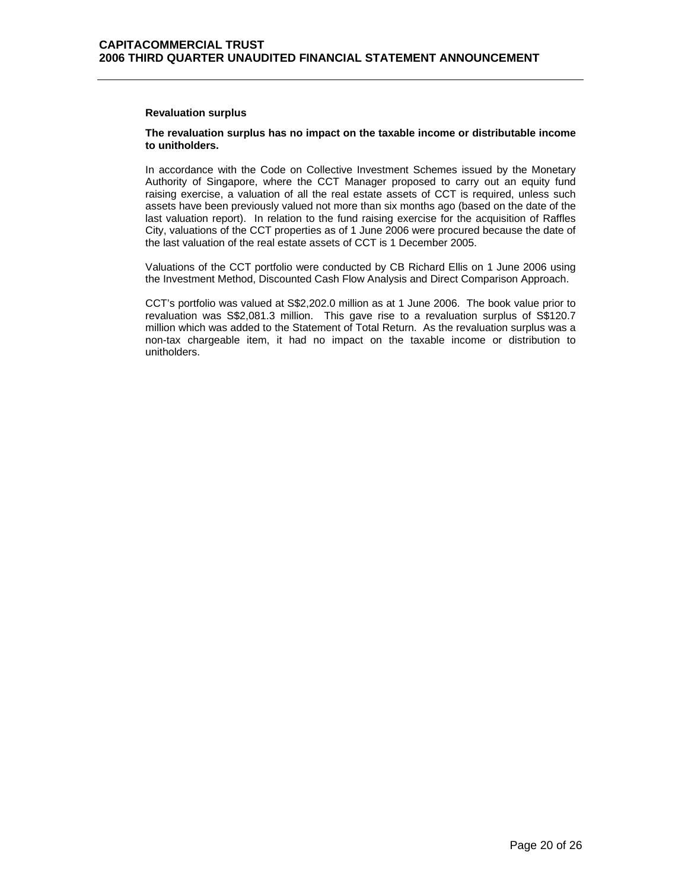**Revaluation surplus**

**The revaluation surplus has no impact on the taxable income or distributable income to unitholders.**

In accordance with the Code on Collective Investment Schemes issued by the Monetary Authority of Singapore, where the CCT Manager proposed to carry out an equity fund raising exercise, a valuation of all the real estate assets of CCT is required, unless such assets have been previously valued not more than six months ago (based on the date of the last valuation report). In relation to the fund raising exercise for the acquisition of Raffles City, valuations of the CCT properties as of 1 June 2006 were procured because the date of the last valuation of the real estate assets of CCT is 1 December 2005.

Valuations of the CCT portfolio were conducted by CB Richard Ellis on 1 June 2006 using the Investment Method, Discounted Cash Flow Analysis and Direct Comparison Approach.

CCT's portfolio was valued at S$2,202.0 million as at 1 June 2006. The book value prior to revaluation was S$2,081.3 million. This gave rise to a revaluation surplus of S$120.7 million which was added to the Statement of Total Return. As the revaluation surplus was a non-tax chargeable item, it had no impact on the taxable income or distribution to unitholders.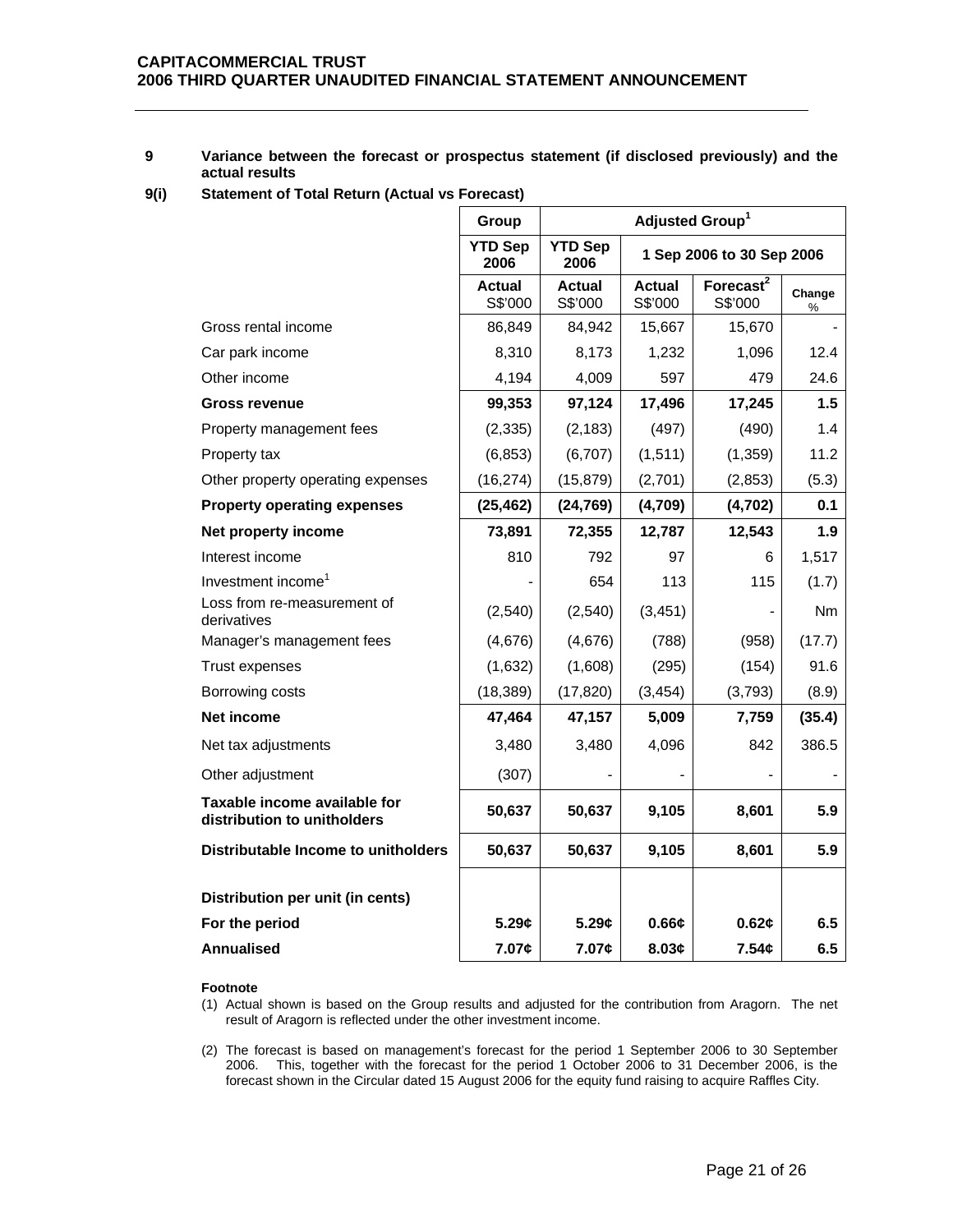## 9 Variance between the forecast or prospectus statement (if disclosed previously) and the actual results

### 9(i) Statement of Total Return (Actual vs Forecast)

| | Group | Adjusted Group[1] | | | |
|---|---|---|---|---|---|
| | YTD Sep 2006 | YTD Sep 2006 | 1 Sep 2006 to 30 Sep 2006 | | |
| | Actual S$'000 | Actual S$'000 | Actual S$'000 | Forecast[2] S$'000 | Change % |
| Gross rental income | 86,849 | 84,942 | 15,667 | 15,670 | - |
| Car park income | 8,310 | 8,173 | 1,232 | 1,096 | 12.4 |
| Other income | 4,194 | 4,009 | 597 | 479 | 24.6 |
| **Gross revenue** | **99,353** | **97,124** | **17,496** | **17,245** | **1.5** |
| Property management fees | (2,335) | (2,183) | (497) | (490) | 1.4 |
| Property tax | (6,853) | (6,707) | (1,511) | (1,359) | 11.2 |
| Other property operating expenses | (16,274) | (15,879) | (2,701) | (2,853) | (5.3) |
| **Property operating expenses** | **(25,462)** | **(24,769)** | **(4,709)** | **(4,702)** | **0.1** |
| **Net property income** | **73,891** | **72,355** | **12,787** | **12,543** | **1.9** |
| Interest income | 810 | 792 | 97 | 6 | 1,517 |
| Investment income[1] | - | 654 | 113 | 115 | (1.7) |
| Loss from re-measurement of derivatives | (2,540) | (2,540) | (3,451) | - | Nm |
| Manager's management fees | (4,676) | (4,676) | (788) | (958) | (17.7) |
| Trust expenses | (1,632) | (1,608) | (295) | (154) | 91.6 |
| Borrowing costs | (18,389) | (17,820) | (3,454) | (3,793) | (8.9) |
| **Net income** | **47,464** | **47,157** | **5,009** | **7,759** | **(35.4)** |
| Net tax adjustments | 3,480 | 3,480 | 4,096 | 842 | 386.5 |
| Other adjustment | (307) | - | - | - | - |
| **Taxable income available for distribution to unitholders** | **50,637** | **50,637** | **9,105** | **8,601** | **5.9** |
| **Distributable Income to unitholders** | **50,637** | **50,637** | **9,105** | **8,601** | **5.9** |
| | | | | | |
| **Distribution per unit (in cents)** | | | | | |
| **For the period** | **5.29¢** | **5.29¢** | **0.66¢** | **0.62¢** | **6.5** |
| **Annualised** | **7.07¢** | **7.07¢** | **8.03¢** | **7.54¢** | **6.5** |

**Footnote**

(1) Actual shown is based on the Group results and adjusted for the contribution from Aragorn. The net result of Aragorn is reflected under the other investment income.

(2) The forecast is based on management's forecast for the period 1 September 2006 to 30 September 2006. This, together with the forecast for the period 1 October 2006 to 31 December 2006, is the forecast shown in the Circular dated 15 August 2006 for the equity fund raising to acquire Raffles City.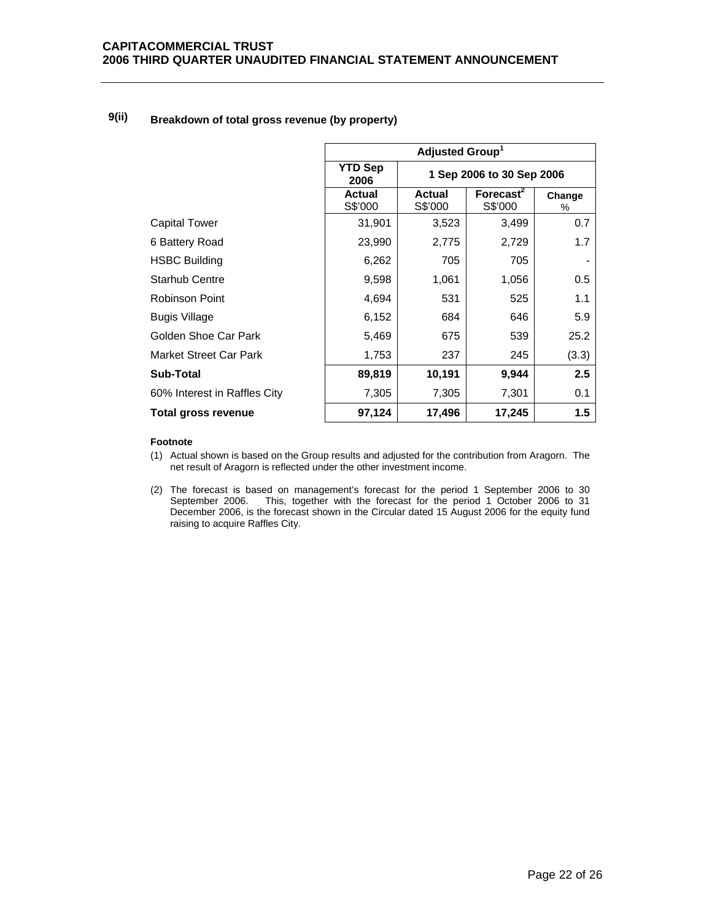### 9(ii) Breakdown of total gross revenue (by property)

| | Adjusted Group[1] | | | |
|---|---|---|---|---|
| | YTD Sep 2006 | 1 Sep 2006 to 30 Sep 2006 | | |
| | Actual S$'000 | Actual S$'000 | Forecast[2] S$'000 | Change % |
| Capital Tower | 31,901 | 3,523 | 3,499 | 0.7 |
| 6 Battery Road | 23,990 | 2,775 | 2,729 | 1.7 |
| HSBC Building | 6,262 | 705 | 705 | - |
| Starhub Centre | 9,598 | 1,061 | 1,056 | 0.5 |
| Robinson Point | 4,694 | 531 | 525 | 1.1 |
| Bugis Village | 6,152 | 684 | 646 | 5.9 |
| Golden Shoe Car Park | 5,469 | 675 | 539 | 25.2 |
| Market Street Car Park | 1,753 | 237 | 245 | (3.3) |
| **Sub-Total** | **89,819** | **10,191** | **9,944** | **2.5** |
| 60% Interest in Raffles City | 7,305 | 7,305 | 7,301 | 0.1 |
| **Total gross revenue** | **97,124** | **17,496** | **17,245** | **1.5** |

**Footnote**

(1) Actual shown is based on the Group results and adjusted for the contribution from Aragorn. The net result of Aragorn is reflected under the other investment income.

(2) The forecast is based on management's forecast for the period 1 September 2006 to 30 September 2006. This, together with the forecast for the period 1 October 2006 to 31 December 2006, is the forecast shown in the Circular dated 15 August 2006 for the equity fund raising to acquire Raffles City.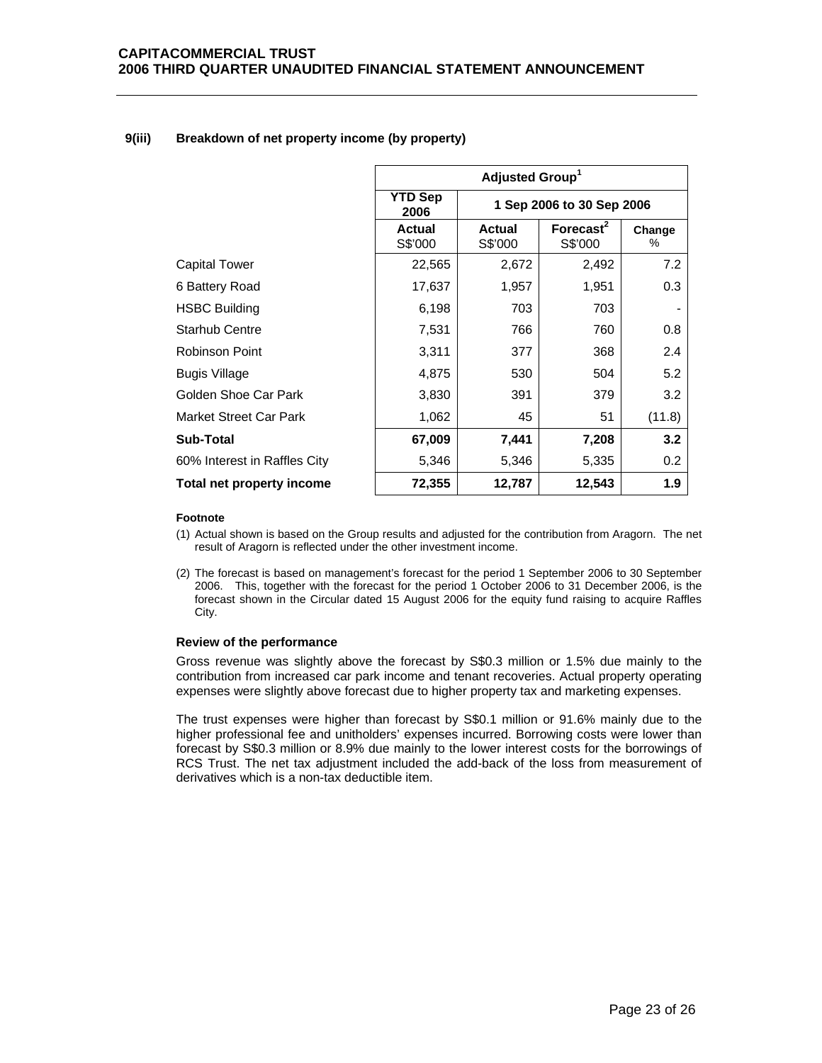### 9(iii) Breakdown of net property income (by property)

| | Adjusted Group[1] | | | |
|---|---|---|---|---|
| | YTD Sep 2006 | 1 Sep 2006 to 30 Sep 2006 | | |
| | Actual S$'000 | Actual S$'000 | Forecast[2] S$'000 | Change % |
| Capital Tower | 22,565 | 2,672 | 2,492 | 7.2 |
| 6 Battery Road | 17,637 | 1,957 | 1,951 | 0.3 |
| HSBC Building | 6,198 | 703 | 703 | - |
| Starhub Centre | 7,531 | 766 | 760 | 0.8 |
| Robinson Point | 3,311 | 377 | 368 | 2.4 |
| Bugis Village | 4,875 | 530 | 504 | 5.2 |
| Golden Shoe Car Park | 3,830 | 391 | 379 | 3.2 |
| Market Street Car Park | 1,062 | 45 | 51 | (11.8) |
| **Sub-Total** | **67,009** | **7,441** | **7,208** | **3.2** |
| 60% Interest in Raffles City | 5,346 | 5,346 | 5,335 | 0.2 |
| **Total net property income** | **72,355** | **12,787** | **12,543** | **1.9** |

**Footnote**

(1) Actual shown is based on the Group results and adjusted for the contribution from Aragorn. The net result of Aragorn is reflected under the other investment income.

(2) The forecast is based on management's forecast for the period 1 September 2006 to 30 September 2006. This, together with the forecast for the period 1 October 2006 to 31 December 2006, is the forecast shown in the Circular dated 15 August 2006 for the equity fund raising to acquire Raffles City.

**Review of the performance**

Gross revenue was slightly above the forecast by S$0.3 million or 1.5% due mainly to the contribution from increased car park income and tenant recoveries. Actual property operating expenses were slightly above forecast due to higher property tax and marketing expenses.

The trust expenses were higher than forecast by S$0.1 million or 91.6% mainly due to the higher professional fee and unitholders' expenses incurred. Borrowing costs were lower than forecast by S$0.3 million or 8.9% due mainly to the lower interest costs for the borrowings of RCS Trust. The net tax adjustment included the add-back of the loss from measurement of derivatives which is a non-tax deductible item.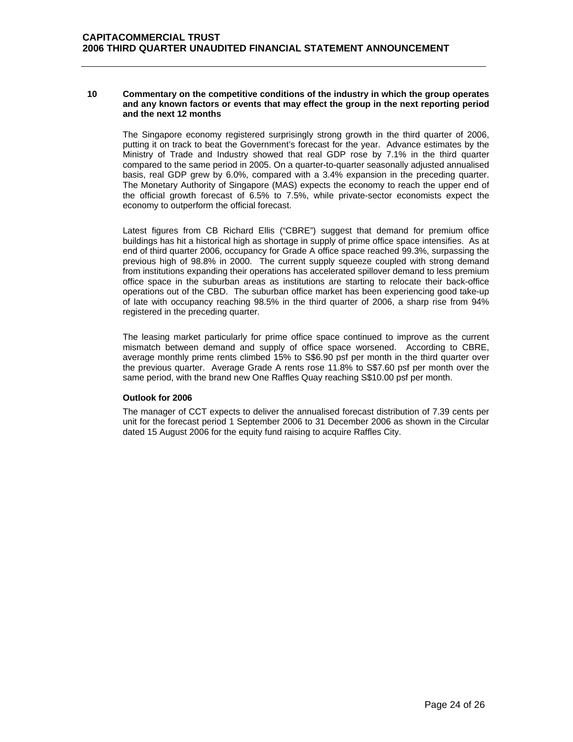## 10 Commentary on the competitive conditions of the industry in which the group operates and any known factors or events that may effect the group in the next reporting period and the next 12 months

The Singapore economy registered surprisingly strong growth in the third quarter of 2006, putting it on track to beat the Government's forecast for the year. Advance estimates by the Ministry of Trade and Industry showed that real GDP rose by 7.1% in the third quarter compared to the same period in 2005. On a quarter-to-quarter seasonally adjusted annualised basis, real GDP grew by 6.0%, compared with a 3.4% expansion in the preceding quarter. The Monetary Authority of Singapore (MAS) expects the economy to reach the upper end of the official growth forecast of 6.5% to 7.5%, while private-sector economists expect the economy to outperform the official forecast.

Latest figures from CB Richard Ellis ("CBRE") suggest that demand for premium office buildings has hit a historical high as shortage in supply of prime office space intensifies. As at end of third quarter 2006, occupancy for Grade A office space reached 99.3%, surpassing the previous high of 98.8% in 2000. The current supply squeeze coupled with strong demand from institutions expanding their operations has accelerated spillover demand to less premium office space in the suburban areas as institutions are starting to relocate their back-office operations out of the CBD. The suburban office market has been experiencing good take-up of late with occupancy reaching 98.5% in the third quarter of 2006, a sharp rise from 94% registered in the preceding quarter.

The leasing market particularly for prime office space continued to improve as the current mismatch between demand and supply of office space worsened. According to CBRE, average monthly prime rents climbed 15% to S$6.90 psf per month in the third quarter over the previous quarter. Average Grade A rents rose 11.8% to S$7.60 psf per month over the same period, with the brand new One Raffles Quay reaching S$10.00 psf per month.

### Outlook for 2006

The manager of CCT expects to deliver the annualised forecast distribution of 7.39 cents per unit for the forecast period 1 September 2006 to 31 December 2006 as shown in the Circular dated 15 August 2006 for the equity fund raising to acquire Raffles City.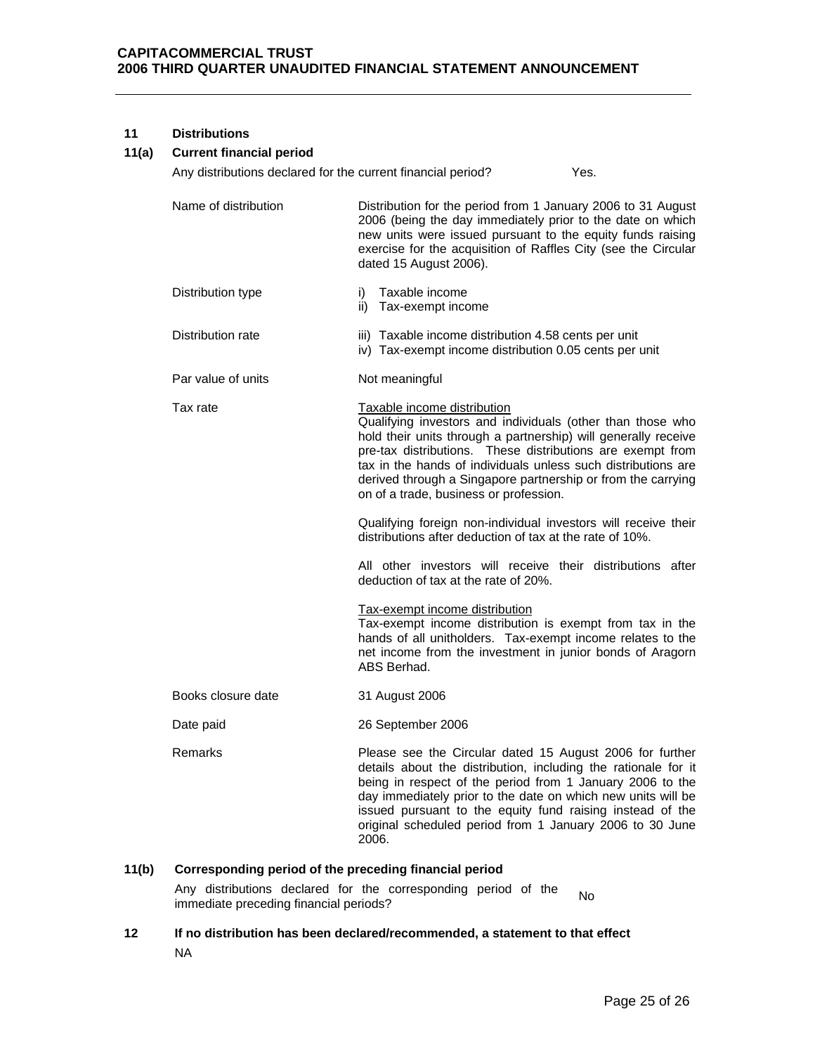## 11 Distributions

### 11(a) Current financial period

Any distributions declared for the current financial period? Yes.

| | |
|---|---|
| Name of distribution | Distribution for the period from 1 January 2006 to 31 August 2006 (being the day immediately prior to the date on which new units were issued pursuant to the equity funds raising exercise for the acquisition of Raffles City (see the Circular dated 15 August 2006). |
| Distribution type | i) Taxable income<br>ii) Tax-exempt income |
| Distribution rate | iii) Taxable income distribution 4.58 cents per unit<br>iv) Tax-exempt income distribution 0.05 cents per unit |
| Par value of units | Not meaningful |
| Tax rate | <u>Taxable income distribution</u><br>Qualifying investors and individuals (other than those who hold their units through a partnership) will generally receive pre-tax distributions. These distributions are exempt from tax in the hands of individuals unless such distributions are derived through a Singapore partnership or from the carrying on of a trade, business or profession.<br><br>Qualifying foreign non-individual investors will receive their distributions after deduction of tax at the rate of 10%.<br><br>All other investors will receive their distributions after deduction of tax at the rate of 20%.<br><br><u>Tax-exempt income distribution</u><br>Tax-exempt income distribution is exempt from tax in the hands of all unitholders. Tax-exempt income relates to the net income from the investment in junior bonds of Aragorn ABS Berhad. |
| Books closure date | 31 August 2006 |
| Date paid | 26 September 2006 |
| Remarks | Please see the Circular dated 15 August 2006 for further details about the distribution, including the rationale for it being in respect of the period from 1 January 2006 to the day immediately prior to the date on which new units will be issued pursuant to the equity fund raising instead of the original scheduled period from 1 January 2006 to 30 June 2006. |

### 11(b) Corresponding period of the preceding financial period

Any distributions declared for the corresponding period of the immediate preceding financial periods? No

## 12 If no distribution has been declared/recommended, a statement to that effect

NA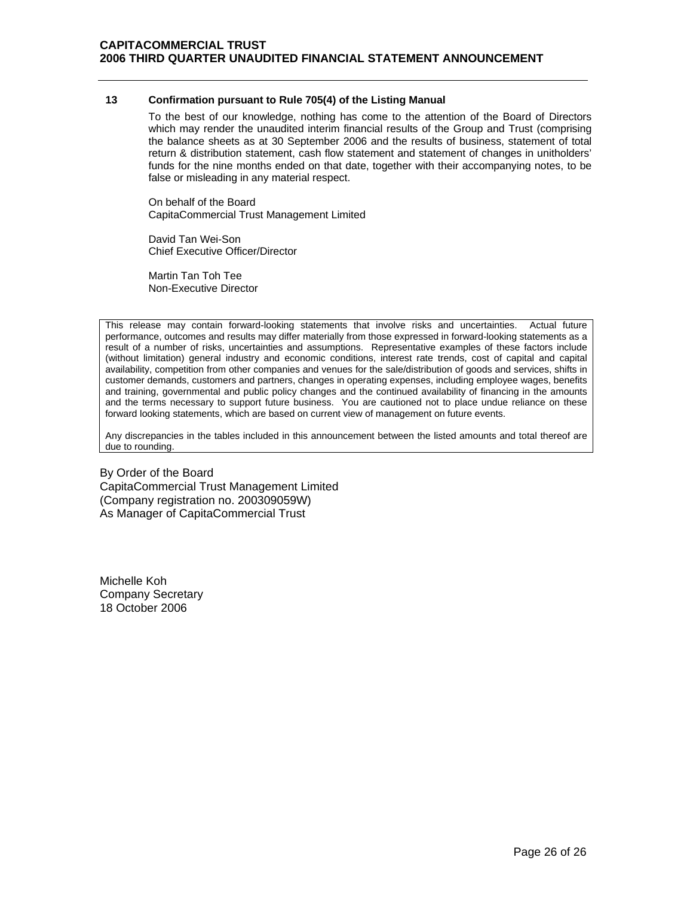### 13 Confirmation pursuant to Rule 705(4) of the Listing Manual

To the best of our knowledge, nothing has come to the attention of the Board of Directors which may render the unaudited interim financial results of the Group and Trust (comprising the balance sheets as at 30 September 2006 and the results of business, statement of total return & distribution statement, cash flow statement and statement of changes in unitholders' funds for the nine months ended on that date, together with their accompanying notes, to be false or misleading in any material respect.

On behalf of the Board
CapitaCommercial Trust Management Limited

David Tan Wei-Son
Chief Executive Officer/Director

Martin Tan Toh Tee
Non-Executive Director

This release may contain forward-looking statements that involve risks and uncertainties. Actual future performance, outcomes and results may differ materially from those expressed in forward-looking statements as a result of a number of risks, uncertainties and assumptions. Representative examples of these factors include (without limitation) general industry and economic conditions, interest rate trends, cost of capital and capital availability, competition from other companies and venues for the sale/distribution of goods and services, shifts in customer demands, customers and partners, changes in operating expenses, including employee wages, benefits and training, governmental and public policy changes and the continued availability of financing in the amounts and the terms necessary to support future business. You are cautioned not to place undue reliance on these forward looking statements, which are based on current view of management on future events.

Any discrepancies in the tables included in this announcement between the listed amounts and total thereof are due to rounding.

By Order of the Board
CapitaCommercial Trust Management Limited
(Company registration no. 200309059W)
As Manager of CapitaCommercial Trust

Michelle Koh
Company Secretary
18 October 2006